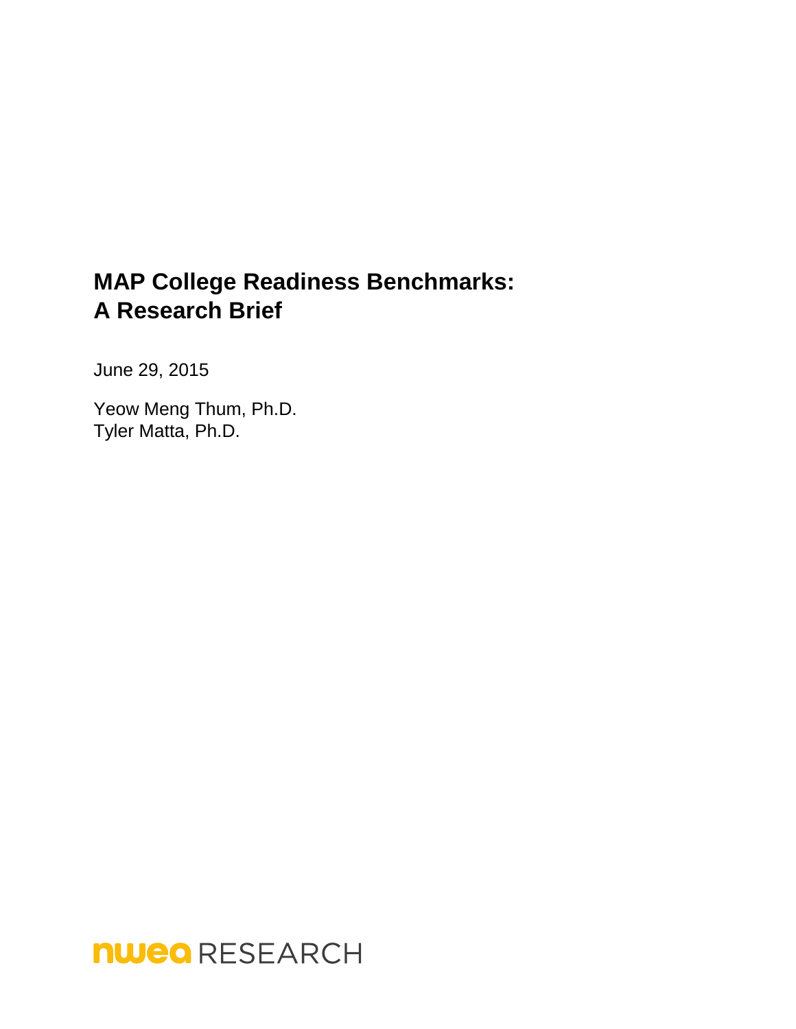# MAP College Readiness Benchmarks: A Research Brief

June 29, 2015

Yeow Meng Thum, Ph.D.
Tyler Matta, Ph.D.

nwea RESEARCH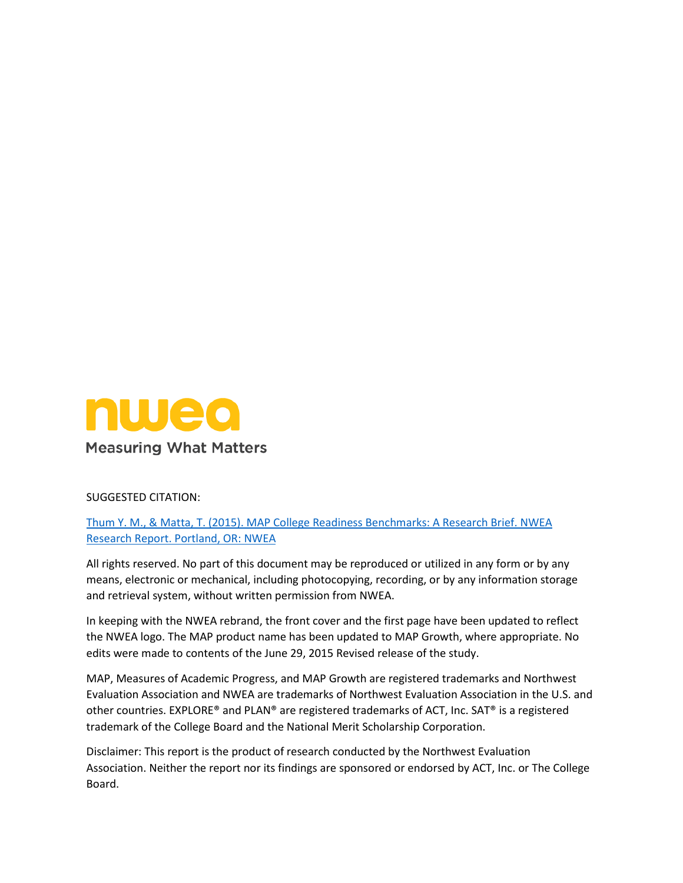nwea

Measuring What Matters

SUGGESTED CITATION:

[Thum Y. M., & Matta, T. (2015). MAP College Readiness Benchmarks: A Research Brief. NWEA Research Report. Portland, OR: NWEA]

All rights reserved. No part of this document may be reproduced or utilized in any form or by any means, electronic or mechanical, including photocopying, recording, or by any information storage and retrieval system, without written permission from NWEA.

In keeping with the NWEA rebrand, the front cover and the first page have been updated to reflect the NWEA logo. The MAP product name has been updated to MAP Growth, where appropriate. No edits were made to contents of the June 29, 2015 Revised release of the study.

MAP, Measures of Academic Progress, and MAP Growth are registered trademarks and Northwest Evaluation Association and NWEA are trademarks of Northwest Evaluation Association in the U.S. and other countries. EXPLORE® and PLAN® are registered trademarks of ACT, Inc. SAT® is a registered trademark of the College Board and the National Merit Scholarship Corporation.

Disclaimer: This report is the product of research conducted by the Northwest Evaluation Association. Neither the report nor its findings are sponsored or endorsed by ACT, Inc. or The College Board.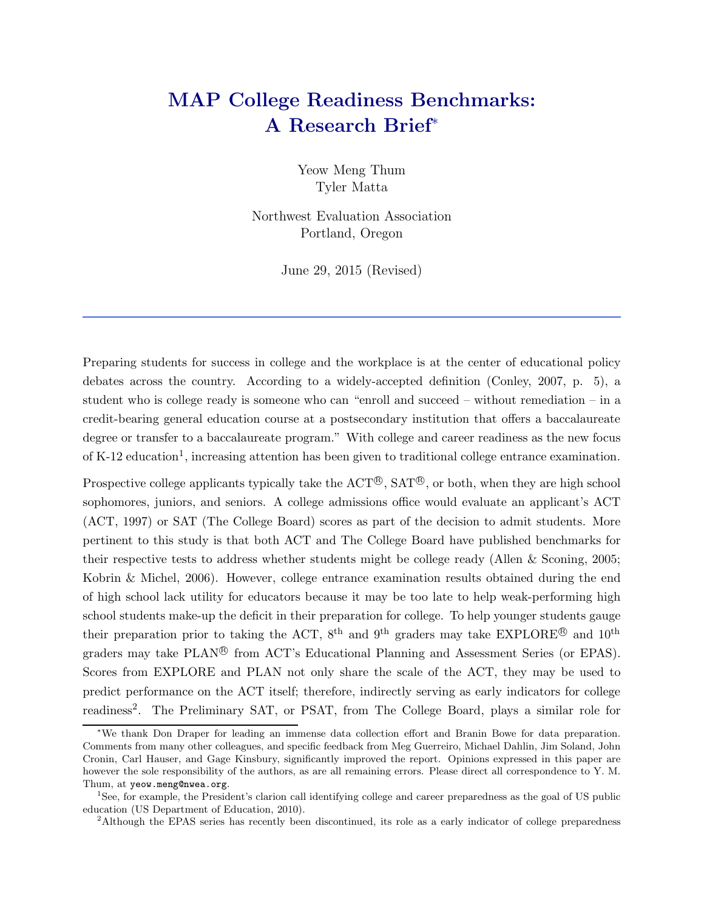# MAP College Readiness Benchmarks: A Research Brief[*]

Yeow Meng Thum
Tyler Matta

Northwest Evaluation Association
Portland, Oregon

June 29, 2015 (Revised)

---

Preparing students for success in college and the workplace is at the center of educational policy debates across the country. According to a widely-accepted definition (Conley, 2007, p. 5), a student who is college ready is someone who can "enroll and succeed – without remediation – in a credit-bearing general education course at a postsecondary institution that offers a baccalaureate degree or transfer to a baccalaureate program." With college and career readiness as the new focus of K-12 education[1], increasing attention has been given to traditional college entrance examination.

Prospective college applicants typically take the ACT®, SAT®, or both, when they are high school sophomores, juniors, and seniors. A college admissions office would evaluate an applicant's ACT (ACT, 1997) or SAT (The College Board) scores as part of the decision to admit students. More pertinent to this study is that both ACT and The College Board have published benchmarks for their respective tests to address whether students might be college ready (Allen & Sconing, 2005; Kobrin & Michel, 2006). However, college entrance examination results obtained during the end of high school lack utility for educators because it may be too late to help weak-performing high school students make-up the deficit in their preparation for college. To help younger students gauge their preparation prior to taking the ACT, 8th and 9th graders may take EXPLORE® and 10th graders may take PLAN® from ACT's Educational Planning and Assessment Series (or EPAS). Scores from EXPLORE and PLAN not only share the scale of the ACT, they may be used to predict performance on the ACT itself; therefore, indirectly serving as early indicators for college readiness[2]. The Preliminary SAT, or PSAT, from The College Board, plays a similar role for

---

[*] We thank Don Draper for leading an immense data collection effort and Branin Bowe for data preparation. Comments from many other colleagues, and specific feedback from Meg Guerreiro, Michael Dahlin, Jim Soland, John Cronin, Carl Hauser, and Gage Kinsbury, significantly improved the report. Opinions expressed in this paper are however the sole responsibility of the authors, as are all remaining errors. Please direct all correspondence to Y. M. Thum, at `yeow.meng@nwea.org`.

[1] See, for example, the President's clarion call identifying college and career preparedness as the goal of US public education (US Department of Education, 2010).

[2] Although the EPAS series has recently been discontinued, its role as a early indicator of college preparedness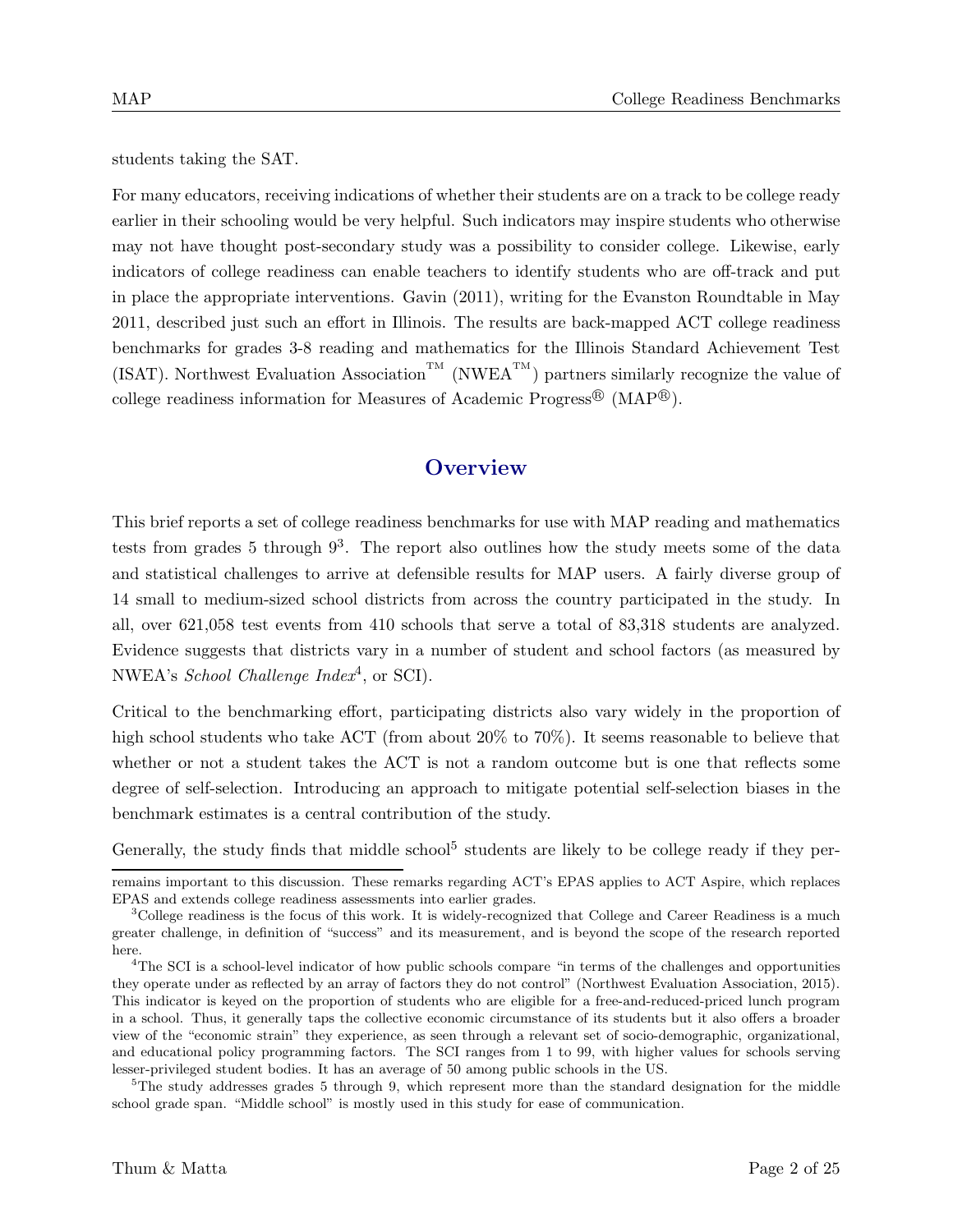students taking the SAT.

For many educators, receiving indications of whether their students are on a track to be college ready earlier in their schooling would be very helpful. Such indicators may inspire students who otherwise may not have thought post-secondary study was a possibility to consider college. Likewise, early indicators of college readiness can enable teachers to identify students who are off-track and put in place the appropriate interventions. Gavin (2011), writing for the Evanston Roundtable in May 2011, described just such an effort in Illinois. The results are back-mapped ACT college readiness benchmarks for grades 3-8 reading and mathematics for the Illinois Standard Achievement Test (ISAT). Northwest Evaluation Association™ (NWEA™) partners similarly recognize the value of college readiness information for Measures of Academic Progress® (MAP®).

## Overview

This brief reports a set of college readiness benchmarks for use with MAP reading and mathematics tests from grades 5 through 9[3]. The report also outlines how the study meets some of the data and statistical challenges to arrive at defensible results for MAP users. A fairly diverse group of 14 small to medium-sized school districts from across the country participated in the study. In all, over 621,058 test events from 410 schools that serve a total of 83,318 students are analyzed. Evidence suggests that districts vary in a number of student and school factors (as measured by NWEA's *School Challenge Index*[4], or SCI).

Critical to the benchmarking effort, participating districts also vary widely in the proportion of high school students who take ACT (from about 20% to 70%). It seems reasonable to believe that whether or not a student takes the ACT is not a random outcome but is one that reflects some degree of self-selection. Introducing an approach to mitigate potential self-selection biases in the benchmark estimates is a central contribution of the study.

Generally, the study finds that middle school[5] students are likely to be college ready if they per-

---

remains important to this discussion. These remarks regarding ACT's EPAS applies to ACT Aspire, which replaces EPAS and extends college readiness assessments into earlier grades.

[3] College readiness is the focus of this work. It is widely-recognized that College and Career Readiness is a much greater challenge, in definition of "success" and its measurement, and is beyond the scope of the research reported here.

[4] The SCI is a school-level indicator of how public schools compare "in terms of the challenges and opportunities they operate under as reflected by an array of factors they do not control" (Northwest Evaluation Association, 2015). This indicator is keyed on the proportion of students who are eligible for a free-and-reduced-priced lunch program in a school. Thus, it generally taps the collective economic circumstance of its students but it also offers a broader view of the "economic strain" they experience, as seen through a relevant set of socio-demographic, organizational, and educational policy programming factors. The SCI ranges from 1 to 99, with higher values for schools serving lesser-privileged student bodies. It has an average of 50 among public schools in the US.

[5] The study addresses grades 5 through 9, which represent more than the standard designation for the middle school grade span. "Middle school" is mostly used in this study for ease of communication.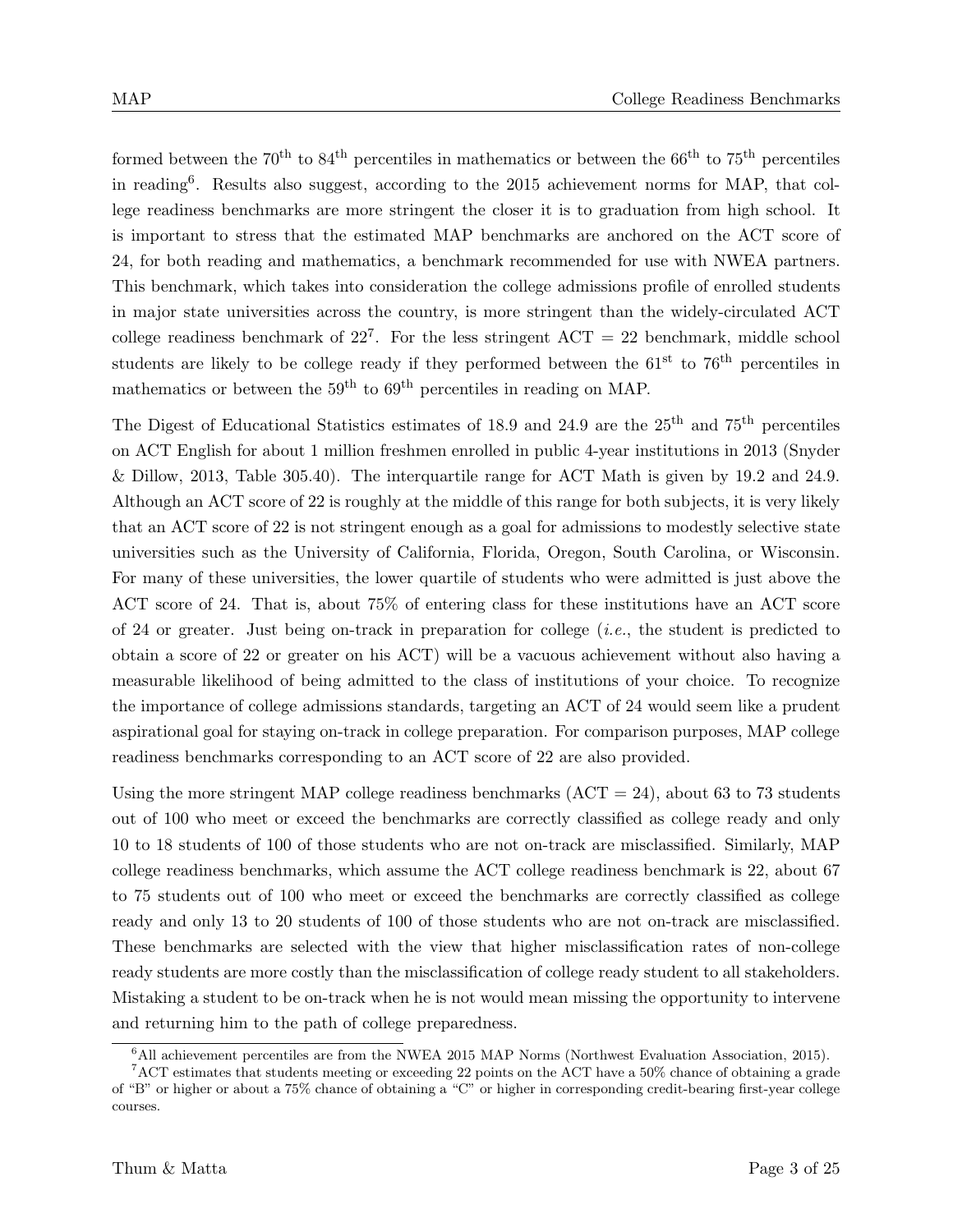formed between the $70^{\text{th}}$ to $84^{\text{th}}$ percentiles in mathematics or between the $66^{\text{th}}$ to $75^{\text{th}}$ percentiles in reading[6]. Results also suggest, according to the 2015 achievement norms for MAP, that college readiness benchmarks are more stringent the closer it is to graduation from high school. It is important to stress that the estimated MAP benchmarks are anchored on the ACT score of 24, for both reading and mathematics, a benchmark recommended for use with NWEA partners. This benchmark, which takes into consideration the college admissions profile of enrolled students in major state universities across the country, is more stringent than the widely-circulated ACT college readiness benchmark of 22[7]. For the less stringent ACT = 22 benchmark, middle school students are likely to be college ready if they performed between the $61^{\text{st}}$ to $76^{\text{th}}$ percentiles in mathematics or between the $59^{\text{th}}$ to $69^{\text{th}}$ percentiles in reading on MAP.

The Digest of Educational Statistics estimates of 18.9 and 24.9 are the $25^{\text{th}}$ and $75^{\text{th}}$ percentiles on ACT English for about 1 million freshmen enrolled in public 4-year institutions in 2013 (Snyder & Dillow, 2013, Table 305.40). The interquartile range for ACT Math is given by 19.2 and 24.9. Although an ACT score of 22 is roughly at the middle of this range for both subjects, it is very likely that an ACT score of 22 is not stringent enough as a goal for admissions to modestly selective state universities such as the University of California, Florida, Oregon, South Carolina, or Wisconsin. For many of these universities, the lower quartile of students who were admitted is just above the ACT score of 24. That is, about 75% of entering class for these institutions have an ACT score of 24 or greater. Just being on-track in preparation for college (*i.e.*, the student is predicted to obtain a score of 22 or greater on his ACT) will be a vacuous achievement without also having a measurable likelihood of being admitted to the class of institutions of your choice. To recognize the importance of college admissions standards, targeting an ACT of 24 would seem like a prudent aspirational goal for staying on-track in college preparation. For comparison purposes, MAP college readiness benchmarks corresponding to an ACT score of 22 are also provided.

Using the more stringent MAP college readiness benchmarks (ACT = 24), about 63 to 73 students out of 100 who meet or exceed the benchmarks are correctly classified as college ready and only 10 to 18 students of 100 of those students who are not on-track are misclassified. Similarly, MAP college readiness benchmarks, which assume the ACT college readiness benchmark is 22, about 67 to 75 students out of 100 who meet or exceed the benchmarks are correctly classified as college ready and only 13 to 20 students of 100 of those students who are not on-track are misclassified. These benchmarks are selected with the view that higher misclassification rates of non-college ready students are more costly than the misclassification of college ready student to all stakeholders. Mistaking a student to be on-track when he is not would mean missing the opportunity to intervene and returning him to the path of college preparedness.

[6] All achievement percentiles are from the NWEA 2015 MAP Norms (Northwest Evaluation Association, 2015).

[7] ACT estimates that students meeting or exceeding 22 points on the ACT have a 50% chance of obtaining a grade of "B" or higher or about a 75% chance of obtaining a "C" or higher in corresponding credit-bearing first-year college courses.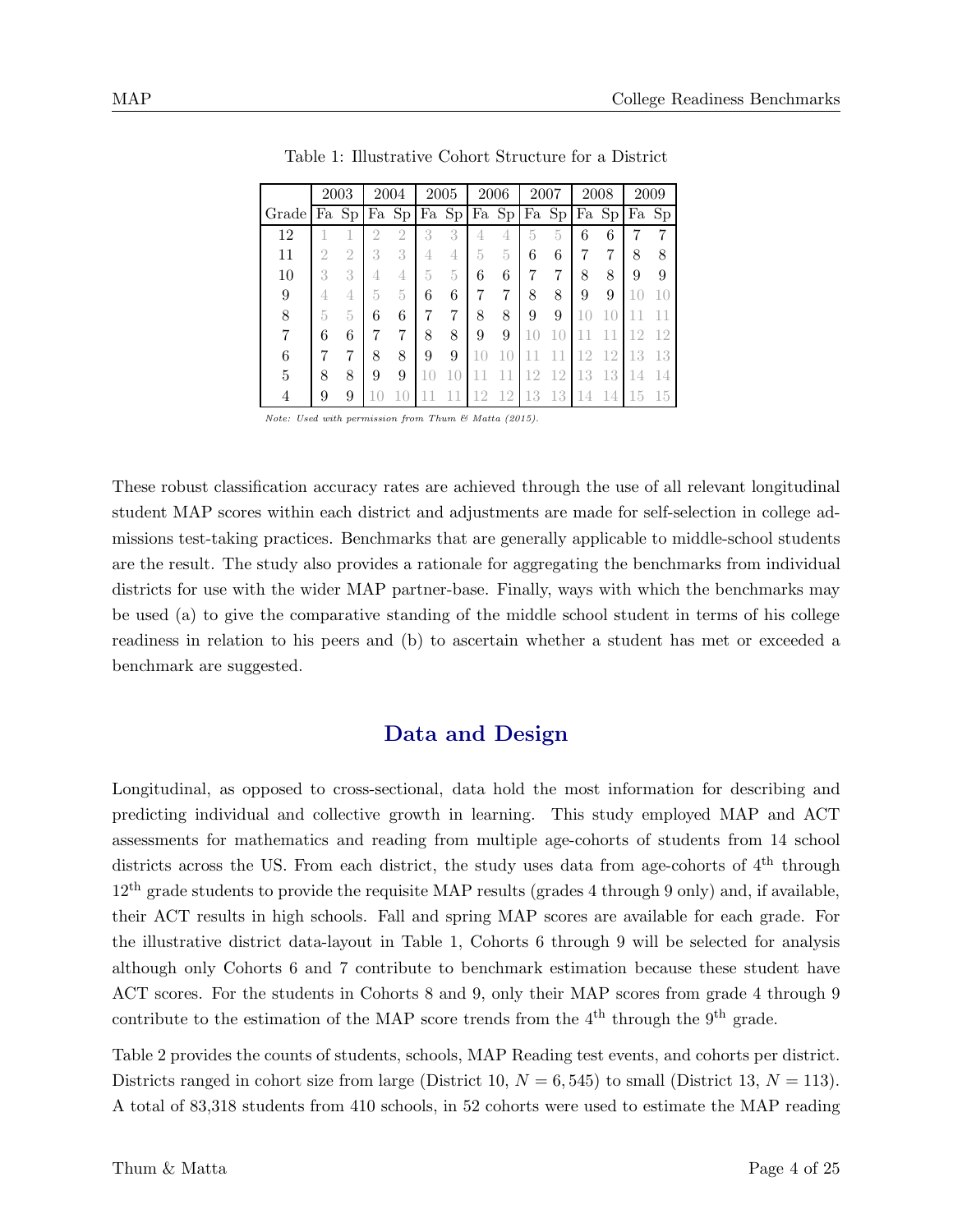Table 1: Illustrative Cohort Structure for a District

| | 2003 | | 2004 | | 2005 | | 2006 | | 2007 | | 2008 | | 2009 | |
|---|---|---|---|---|---|---|---|---|---|---|---|---|---|---|
| Grade | Fa | Sp | Fa | Sp | Fa | Sp | Fa | Sp | Fa | Sp | Fa | Sp | Fa | Sp |
| 12 | 1 | 1 | 2 | 2 | 3 | 3 | 4 | 4 | 5 | 5 | 6 | 6 | 7 | 7 |
| 11 | 2 | 2 | 3 | 3 | 4 | 4 | 5 | 5 | 6 | 6 | 7 | 7 | 8 | 8 |
| 10 | 3 | 3 | 4 | 4 | 5 | 5 | 6 | 6 | 7 | 7 | 8 | 8 | 9 | 9 |
| 9 | 4 | 4 | 5 | 5 | 6 | 6 | 7 | 7 | 8 | 8 | 9 | 9 | 10 | 10 |
| 8 | 5 | 5 | 6 | 6 | 7 | 7 | 8 | 8 | 9 | 9 | 10 | 10 | 11 | 11 |
| 7 | 6 | 6 | 7 | 7 | 8 | 8 | 9 | 9 | 10 | 10 | 11 | 11 | 12 | 12 |
| 6 | 7 | 7 | 8 | 8 | 9 | 9 | 10 | 10 | 11 | 11 | 12 | 12 | 13 | 13 |
| 5 | 8 | 8 | 9 | 9 | 10 | 10 | 11 | 11 | 12 | 12 | 13 | 13 | 14 | 14 |
| 4 | 9 | 9 | 10 | 10 | 11 | 11 | 12 | 12 | 13 | 13 | 14 | 14 | 15 | 15 |

*Note: Used with permission from Thum & Matta (2015).*

These robust classification accuracy rates are achieved through the use of all relevant longitudinal student MAP scores within each district and adjustments are made for self-selection in college admissions test-taking practices. Benchmarks that are generally applicable to middle-school students are the result. The study also provides a rationale for aggregating the benchmarks from individual districts for use with the wider MAP partner-base. Finally, ways with which the benchmarks may be used (a) to give the comparative standing of the middle school student in terms of his college readiness in relation to his peers and (b) to ascertain whether a student has met or exceeded a benchmark are suggested.

## Data and Design

Longitudinal, as opposed to cross-sectional, data hold the most information for describing and predicting individual and collective growth in learning. This study employed MAP and ACT assessments for mathematics and reading from multiple age-cohorts of students from 14 school districts across the US. From each district, the study uses data from age-cohorts of $4^{th}$ through $12^{th}$ grade students to provide the requisite MAP results (grades 4 through 9 only) and, if available, their ACT results in high schools. Fall and spring MAP scores are available for each grade. For the illustrative district data-layout in Table 1, Cohorts 6 through 9 will be selected for analysis although only Cohorts 6 and 7 contribute to benchmark estimation because these student have ACT scores. For the students in Cohorts 8 and 9, only their MAP scores from grade 4 through 9 contribute to the estimation of the MAP score trends from the $4^{th}$ through the $9^{th}$ grade.

Table 2 provides the counts of students, schools, MAP Reading test events, and cohorts per district. Districts ranged in cohort size from large (District 10, $N = 6,545$) to small (District 13, $N = 113$). A total of 83,318 students from 410 schools, in 52 cohorts were used to estimate the MAP reading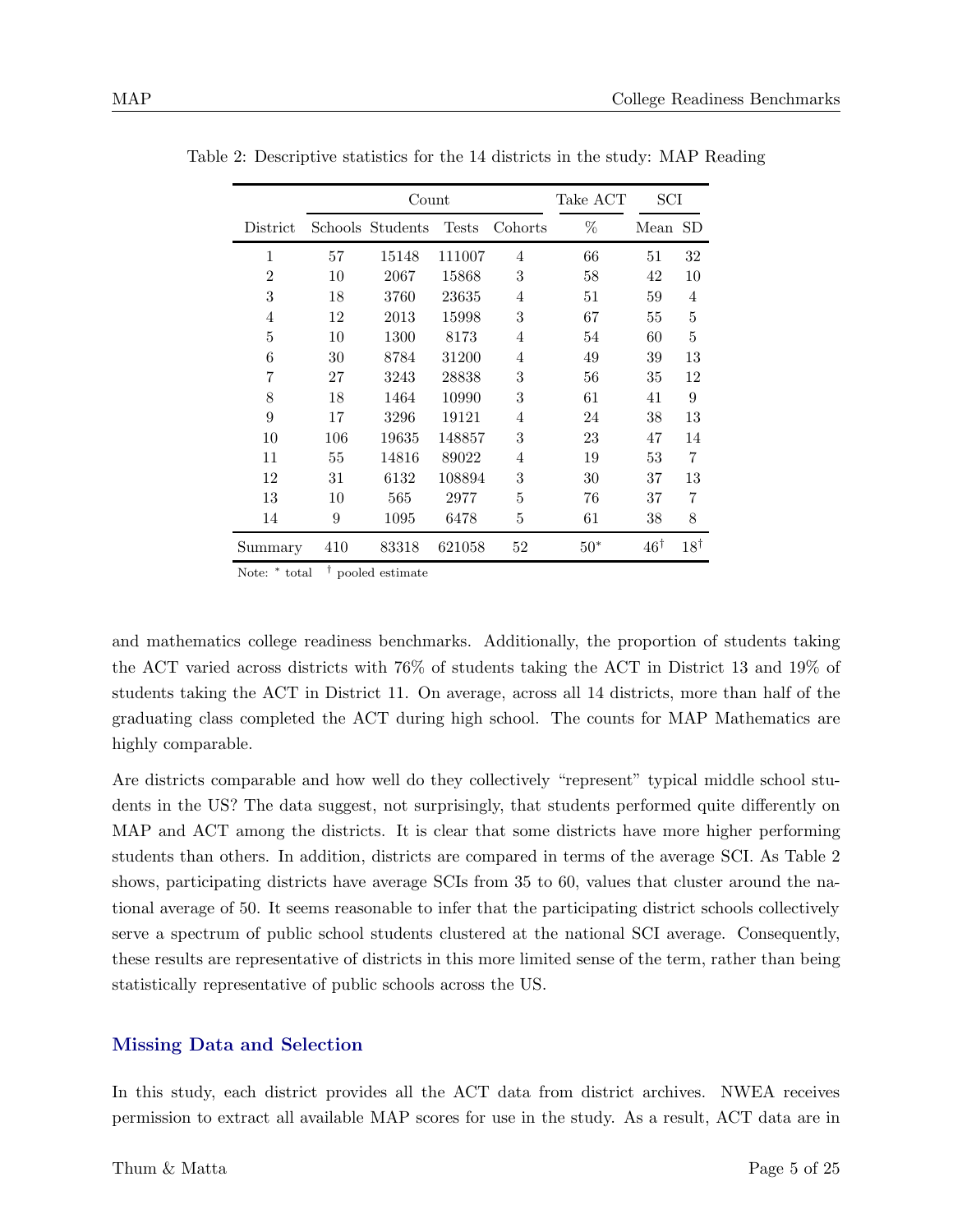Table 2: Descriptive statistics for the 14 districts in the study: MAP Reading

| | Count | | | | Take ACT | SCI | |
|---|---|---|---|---|---|---|---|
| District | Schools | Students | Tests | Cohorts | % | Mean | SD |
| 1 | 57 | 15148 | 111007 | 4 | 66 | 51 | 32 |
| 2 | 10 | 2067 | 15868 | 3 | 58 | 42 | 10 |
| 3 | 18 | 3760 | 23635 | 4 | 51 | 59 | 4 |
| 4 | 12 | 2013 | 15998 | 3 | 67 | 55 | 5 |
| 5 | 10 | 1300 | 8173 | 4 | 54 | 60 | 5 |
| 6 | 30 | 8784 | 31200 | 4 | 49 | 39 | 13 |
| 7 | 27 | 3243 | 28838 | 3 | 56 | 35 | 12 |
| 8 | 18 | 1464 | 10990 | 3 | 61 | 41 | 9 |
| 9 | 17 | 3296 | 19121 | 4 | 24 | 38 | 13 |
| 10 | 106 | 19635 | 148857 | 3 | 23 | 47 | 14 |
| 11 | 55 | 14816 | 89022 | 4 | 19 | 53 | 7 |
| 12 | 31 | 6132 | 108894 | 3 | 30 | 37 | 13 |
| 13 | 10 | 565 | 2977 | 5 | 76 | 37 | 7 |
| 14 | 9 | 1095 | 6478 | 5 | 61 | 38 | 8 |
| Summary | 410 | 83318 | 621058 | 52 | 50* | 46† | 18† |

Note: * total † pooled estimate

and mathematics college readiness benchmarks. Additionally, the proportion of students taking the ACT varied across districts with 76% of students taking the ACT in District 13 and 19% of students taking the ACT in District 11. On average, across all 14 districts, more than half of the graduating class completed the ACT during high school. The counts for MAP Mathematics are highly comparable.

Are districts comparable and how well do they collectively "represent" typical middle school students in the US? The data suggest, not surprisingly, that students performed quite differently on MAP and ACT among the districts. It is clear that some districts have more higher performing students than others. In addition, districts are compared in terms of the average SCI. As Table 2 shows, participating districts have average SCIs from 35 to 60, values that cluster around the national average of 50. It seems reasonable to infer that the participating district schools collectively serve a spectrum of public school students clustered at the national SCI average. Consequently, these results are representative of districts in this more limited sense of the term, rather than being statistically representative of public schools across the US.

## Missing Data and Selection

In this study, each district provides all the ACT data from district archives. NWEA receives permission to extract all available MAP scores for use in the study. As a result, ACT data are in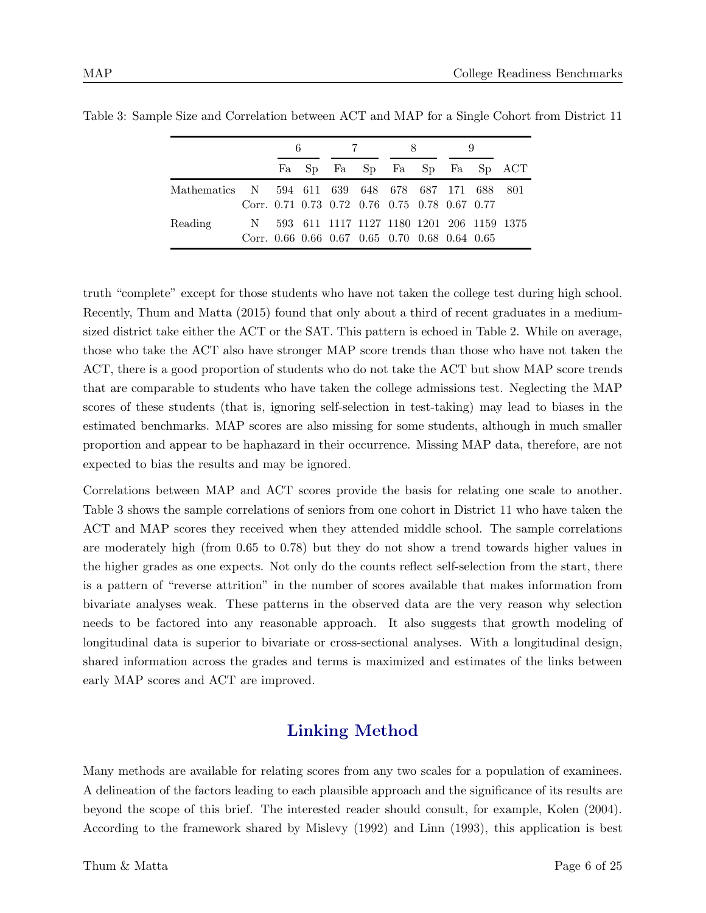Table 3: Sample Size and Correlation between ACT and MAP for a Single Cohort from District 11

| | | 6 | | 7 | | 8 | | 9 | | |
|---|---|---|---|---|---|---|---|---|---|---|
| | | Fa | Sp | Fa | Sp | Fa | Sp | Fa | Sp | ACT |
| Mathematics | N | 594 | 611 | 639 | 648 | 678 | 687 | 171 | 688 | 801 |
| | Corr. | 0.71 | 0.73 | 0.72 | 0.76 | 0.75 | 0.78 | 0.67 | 0.77 | |
| Reading | N | 593 | 611 | 1117 | 1127 | 1180 | 1201 | 206 | 1159 | 1375 |
| | Corr. | 0.66 | 0.66 | 0.67 | 0.65 | 0.70 | 0.68 | 0.64 | 0.65 | |

truth "complete" except for those students who have not taken the college test during high school. Recently, Thum and Matta (2015) found that only about a third of recent graduates in a medium-sized district take either the ACT or the SAT. This pattern is echoed in Table 2. While on average, those who take the ACT also have stronger MAP score trends than those who have not taken the ACT, there is a good proportion of students who do not take the ACT but show MAP score trends that are comparable to students who have taken the college admissions test. Neglecting the MAP scores of these students (that is, ignoring self-selection in test-taking) may lead to biases in the estimated benchmarks. MAP scores are also missing for some students, although in much smaller proportion and appear to be haphazard in their occurrence. Missing MAP data, therefore, are not expected to bias the results and may be ignored.

Correlations between MAP and ACT scores provide the basis for relating one scale to another. Table 3 shows the sample correlations of seniors from one cohort in District 11 who have taken the ACT and MAP scores they received when they attended middle school. The sample correlations are moderately high (from 0.65 to 0.78) but they do not show a trend towards higher values in the higher grades as one expects. Not only do the counts reflect self-selection from the start, there is a pattern of "reverse attrition" in the number of scores available that makes information from bivariate analyses weak. These patterns in the observed data are the very reason why selection needs to be factored into any reasonable approach. It also suggests that growth modeling of longitudinal data is superior to bivariate or cross-sectional analyses. With a longitudinal design, shared information across the grades and terms is maximized and estimates of the links between early MAP scores and ACT are improved.

## Linking Method

Many methods are available for relating scores from any two scales for a population of examinees. A delineation of the factors leading to each plausible approach and the significance of its results are beyond the scope of this brief. The interested reader should consult, for example, Kolen (2004). According to the framework shared by Mislevy (1992) and Linn (1993), this application is best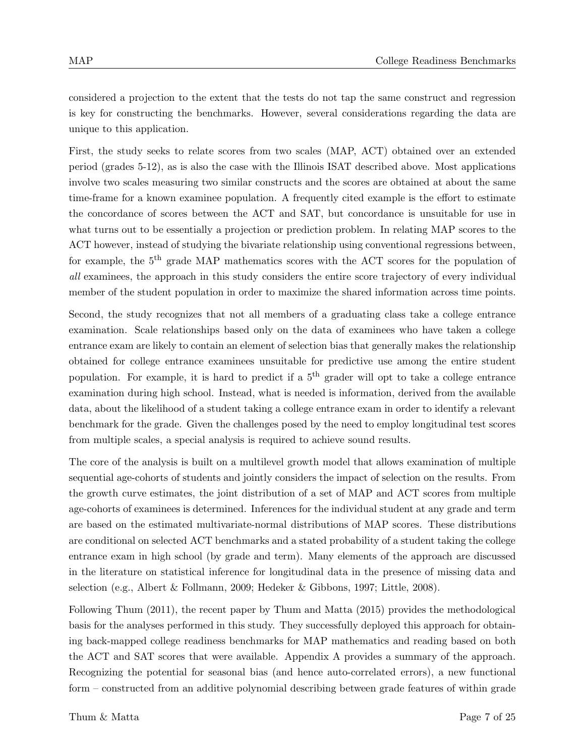considered a projection to the extent that the tests do not tap the same construct and regression is key for constructing the benchmarks. However, several considerations regarding the data are unique to this application.

First, the study seeks to relate scores from two scales (MAP, ACT) obtained over an extended period (grades 5-12), as is also the case with the Illinois ISAT described above. Most applications involve two scales measuring two similar constructs and the scores are obtained at about the same time-frame for a known examinee population. A frequently cited example is the effort to estimate the concordance of scores between the ACT and SAT, but concordance is unsuitable for use in what turns out to be essentially a projection or prediction problem. In relating MAP scores to the ACT however, instead of studying the bivariate relationship using conventional regressions between, for example, the 5$^{\text{th}}$ grade MAP mathematics scores with the ACT scores for the population of *all* examinees, the approach in this study considers the entire score trajectory of every individual member of the student population in order to maximize the shared information across time points.

Second, the study recognizes that not all members of a graduating class take a college entrance examination. Scale relationships based only on the data of examinees who have taken a college entrance exam are likely to contain an element of selection bias that generally makes the relationship obtained for college entrance examinees unsuitable for predictive use among the entire student population. For example, it is hard to predict if a 5$^{\text{th}}$ grader will opt to take a college entrance examination during high school. Instead, what is needed is information, derived from the available data, about the likelihood of a student taking a college entrance exam in order to identify a relevant benchmark for the grade. Given the challenges posed by the need to employ longitudinal test scores from multiple scales, a special analysis is required to achieve sound results.

The core of the analysis is built on a multilevel growth model that allows examination of multiple sequential age-cohorts of students and jointly considers the impact of selection on the results. From the growth curve estimates, the joint distribution of a set of MAP and ACT scores from multiple age-cohorts of examinees is determined. Inferences for the individual student at any grade and term are based on the estimated multivariate-normal distributions of MAP scores. These distributions are conditional on selected ACT benchmarks and a stated probability of a student taking the college entrance exam in high school (by grade and term). Many elements of the approach are discussed in the literature on statistical inference for longitudinal data in the presence of missing data and selection (e.g., Albert & Follmann, 2009; Hedeker & Gibbons, 1997; Little, 2008).

Following Thum (2011), the recent paper by Thum and Matta (2015) provides the methodological basis for the analyses performed in this study. They successfully deployed this approach for obtaining back-mapped college readiness benchmarks for MAP mathematics and reading based on both the ACT and SAT scores that were available. Appendix A provides a summary of the approach. Recognizing the potential for seasonal bias (and hence auto-correlated errors), a new functional form – constructed from an additive polynomial describing between grade features of within grade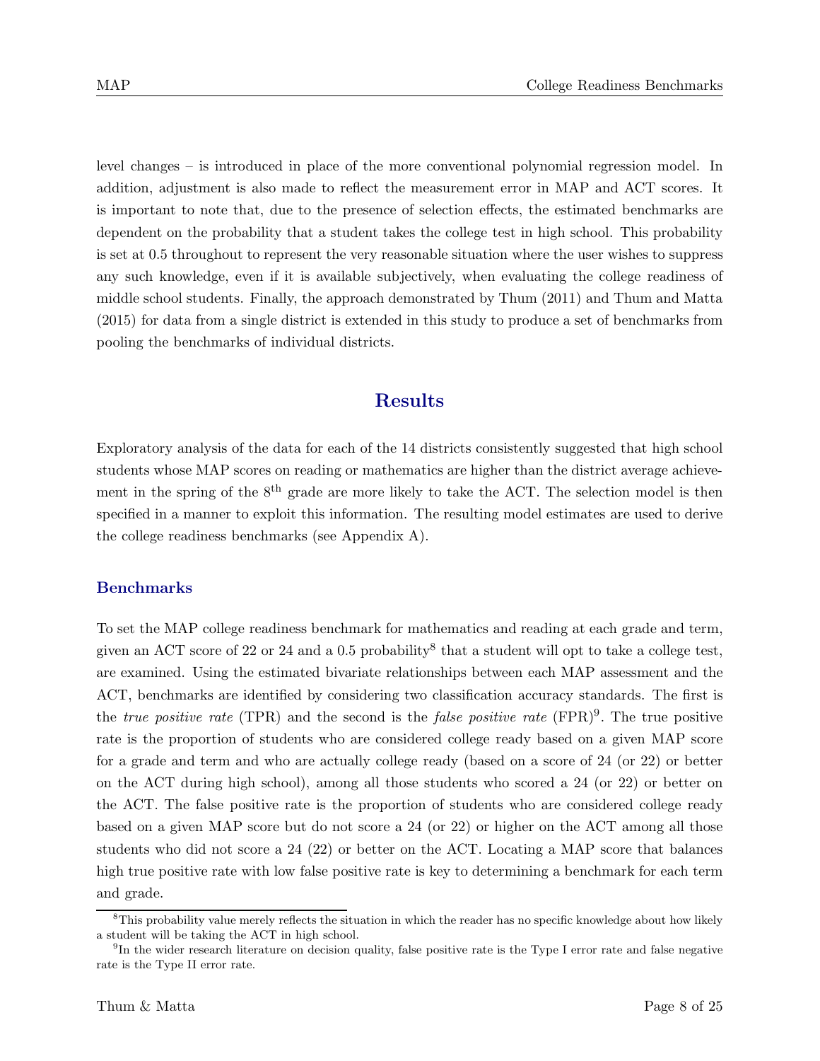level changes – is introduced in place of the more conventional polynomial regression model. In addition, adjustment is also made to reflect the measurement error in MAP and ACT scores. It is important to note that, due to the presence of selection effects, the estimated benchmarks are dependent on the probability that a student takes the college test in high school. This probability is set at 0.5 throughout to represent the very reasonable situation where the user wishes to suppress any such knowledge, even if it is available subjectively, when evaluating the college readiness of middle school students. Finally, the approach demonstrated by Thum (2011) and Thum and Matta (2015) for data from a single district is extended in this study to produce a set of benchmarks from pooling the benchmarks of individual districts.

## Results

Exploratory analysis of the data for each of the 14 districts consistently suggested that high school students whose MAP scores on reading or mathematics are higher than the district average achievement in the spring of the 8$^{\text{th}}$ grade are more likely to take the ACT. The selection model is then specified in a manner to exploit this information. The resulting model estimates are used to derive the college readiness benchmarks (see Appendix A).

### Benchmarks

To set the MAP college readiness benchmark for mathematics and reading at each grade and term, given an ACT score of 22 or 24 and a 0.5 probability[8] that a student will opt to take a college test, are examined. Using the estimated bivariate relationships between each MAP assessment and the ACT, benchmarks are identified by considering two classification accuracy standards. The first is the *true positive rate* (TPR) and the second is the *false positive rate* (FPR)[9]. The true positive rate is the proportion of students who are considered college ready based on a given MAP score for a grade and term and who are actually college ready (based on a score of 24 (or 22) or better on the ACT during high school), among all those students who scored a 24 (or 22) or better on the ACT. The false positive rate is the proportion of students who are considered college ready based on a given MAP score but do not score a 24 (or 22) or higher on the ACT among all those students who did not score a 24 (22) or better on the ACT. Locating a MAP score that balances high true positive rate with low false positive rate is key to determining a benchmark for each term and grade.

[8] This probability value merely reflects the situation in which the reader has no specific knowledge about how likely a student will be taking the ACT in high school.

[9] In the wider research literature on decision quality, false positive rate is the Type I error rate and false negative rate is the Type II error rate.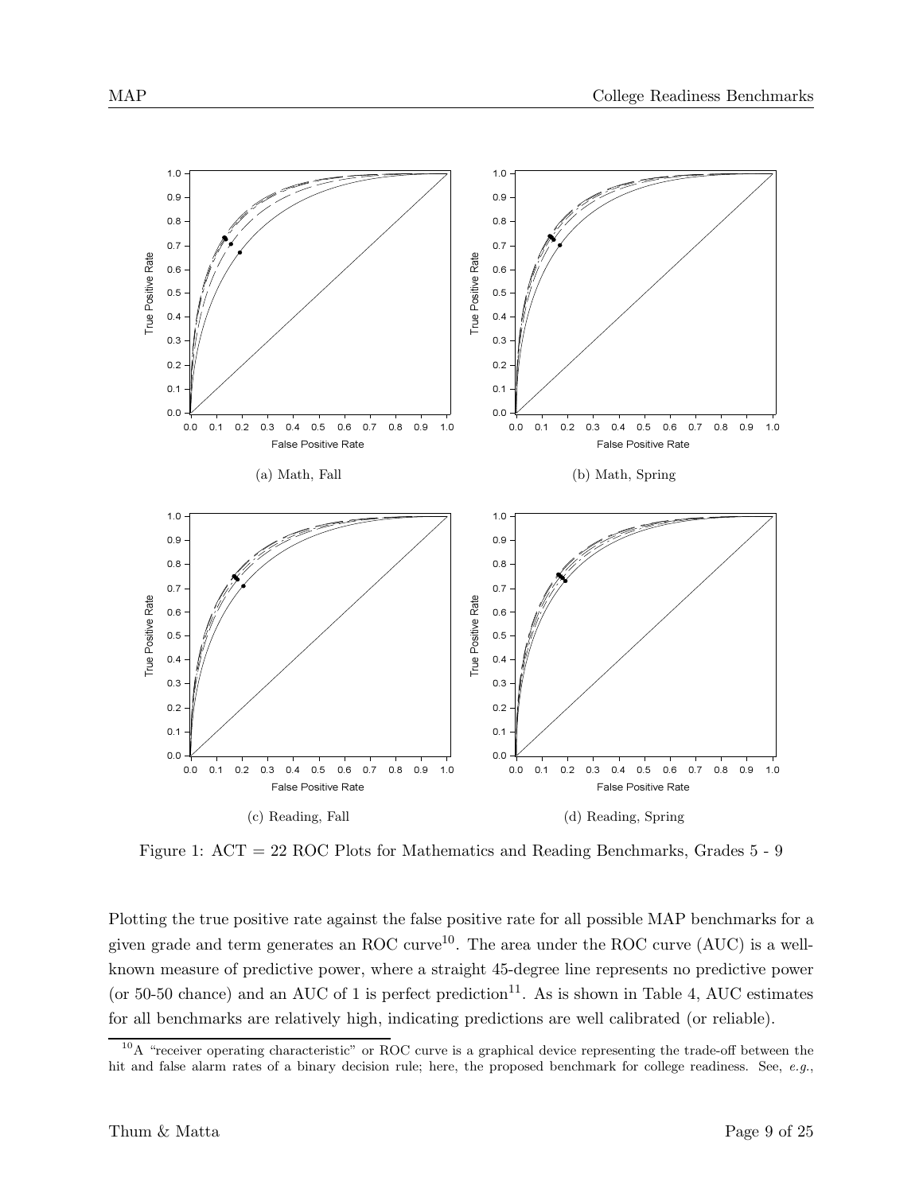(a) Math, Fall

(b) Math, Spring

(c) Reading, Fall

(d) Reading, Spring

Figure 1: ACT = 22 ROC Plots for Mathematics and Reading Benchmarks, Grades 5 - 9

Plotting the true positive rate against the false positive rate for all possible MAP benchmarks for a given grade and term generates an ROC curve[10]. The area under the ROC curve (AUC) is a well-known measure of predictive power, where a straight 45-degree line represents no predictive power (or 50-50 chance) and an AUC of 1 is perfect prediction[11]. As is shown in Table 4, AUC estimates for all benchmarks are relatively high, indicating predictions are well calibrated (or reliable).

[10] A "receiver operating characteristic" or ROC curve is a graphical device representing the trade-off between the hit and false alarm rates of a binary decision rule; here, the proposed benchmark for college readiness. See, *e.g.*,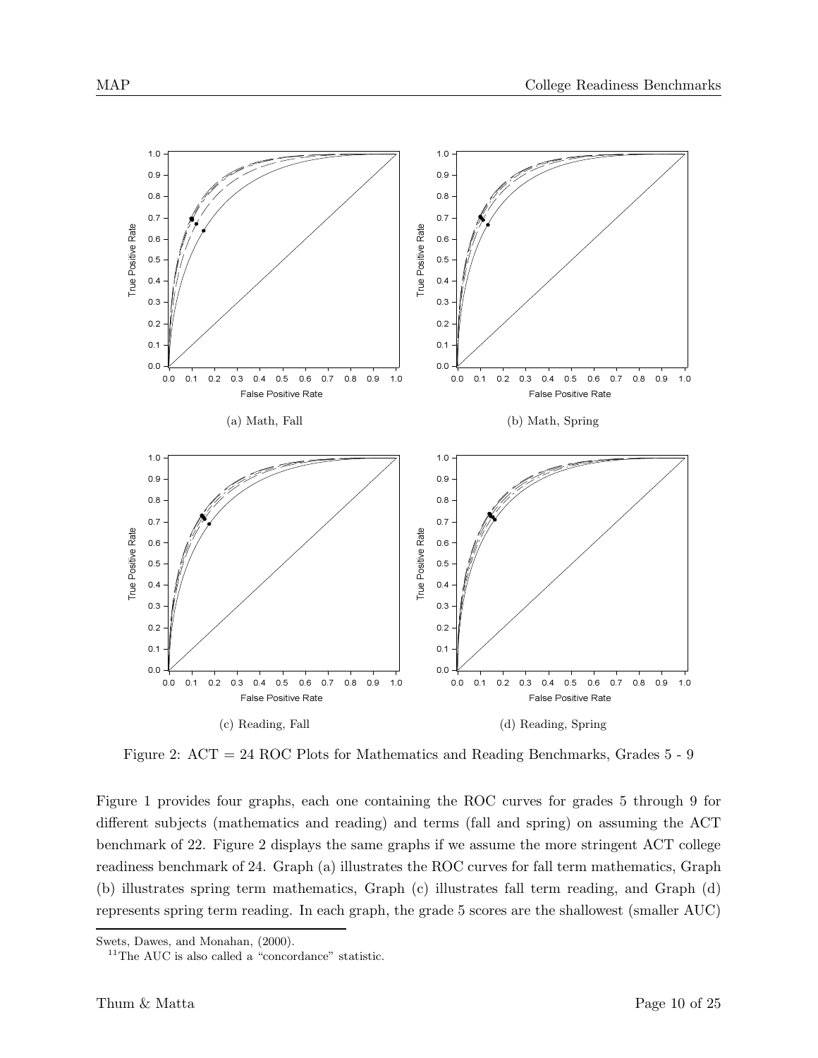(a) Math, Fall

(b) Math, Spring

(c) Reading, Fall

(d) Reading, Spring

Figure 2: ACT = 24 ROC Plots for Mathematics and Reading Benchmarks, Grades 5 - 9

Figure 1 provides four graphs, each one containing the ROC curves for grades 5 through 9 for different subjects (mathematics and reading) and terms (fall and spring) on assuming the ACT benchmark of 22. Figure 2 displays the same graphs if we assume the more stringent ACT college readiness benchmark of 24. Graph (a) illustrates the ROC curves for fall term mathematics, Graph (b) illustrates spring term mathematics, Graph (c) illustrates fall term reading, and Graph (d) represents spring term reading. In each graph, the grade 5 scores are the shallowest (smaller AUC)

---

Swets, Dawes, and Monahan, (2000).

[11] The AUC is also called a "concordance" statistic.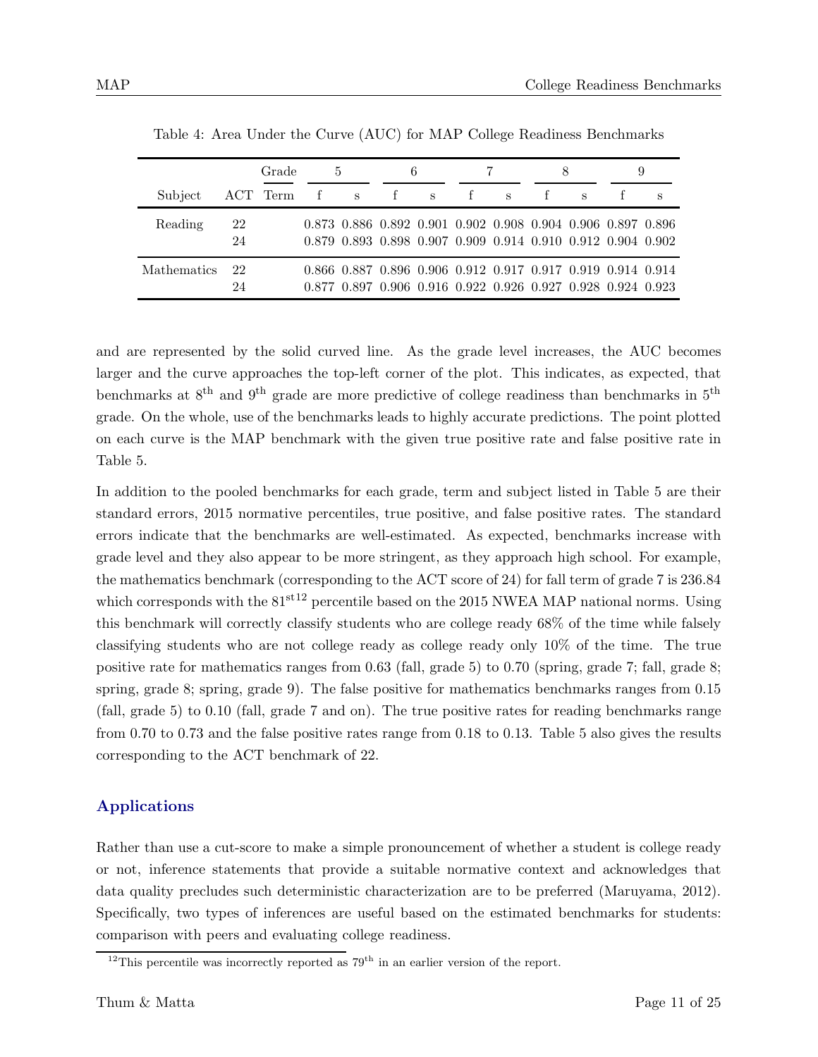Table 4: Area Under the Curve (AUC) for MAP College Readiness Benchmarks

| | | Grade | 5 | | 6 | | 7 | | 8 | | 9 | |
|---|---|---|---|---|---|---|---|---|---|---|---|---|
| Subject | ACT | Term | f | s | f | s | f | s | f | s | f | s |
| Reading | 22 | | 0.873 | 0.886 | 0.892 | 0.901 | 0.902 | 0.908 | 0.904 | 0.906 | 0.897 | 0.896 |
| | 24 | | 0.879 | 0.893 | 0.898 | 0.907 | 0.909 | 0.914 | 0.910 | 0.912 | 0.904 | 0.902 |
| Mathematics | 22 | | 0.866 | 0.887 | 0.896 | 0.906 | 0.912 | 0.917 | 0.917 | 0.919 | 0.914 | 0.914 |
| | 24 | | 0.877 | 0.897 | 0.906 | 0.916 | 0.922 | 0.926 | 0.927 | 0.928 | 0.924 | 0.923 |

and are represented by the solid curved line. As the grade level increases, the AUC becomes larger and the curve approaches the top-left corner of the plot. This indicates, as expected, that benchmarks at 8th and 9th grade are more predictive of college readiness than benchmarks in 5th grade. On the whole, use of the benchmarks leads to highly accurate predictions. The point plotted on each curve is the MAP benchmark with the given true positive rate and false positive rate in Table 5.

In addition to the pooled benchmarks for each grade, term and subject listed in Table 5 are their standard errors, 2015 normative percentiles, true positive, and false positive rates. The standard errors indicate that the benchmarks are well-estimated. As expected, benchmarks increase with grade level and they also appear to be more stringent, as they approach high school. For example, the mathematics benchmark (corresponding to the ACT score of 24) for fall term of grade 7 is 236.84 which corresponds with the 81st[12] percentile based on the 2015 NWEA MAP national norms. Using this benchmark will correctly classify students who are college ready 68% of the time while falsely classifying students who are not college ready as college ready only 10% of the time. The true positive rate for mathematics ranges from 0.63 (fall, grade 5) to 0.70 (spring, grade 7; fall, grade 8; spring, grade 8; spring, grade 9). The false positive for mathematics benchmarks ranges from 0.15 (fall, grade 5) to 0.10 (fall, grade 7 and on). The true positive rates for reading benchmarks range from 0.70 to 0.73 and the false positive rates range from 0.18 to 0.13. Table 5 also gives the results corresponding to the ACT benchmark of 22.

## Applications

Rather than use a cut-score to make a simple pronouncement of whether a student is college ready or not, inference statements that provide a suitable normative context and acknowledges that data quality precludes such deterministic characterization are to be preferred (Maruyama, 2012). Specifically, two types of inferences are useful based on the estimated benchmarks for students: comparison with peers and evaluating college readiness.

[12] This percentile was incorrectly reported as 79th in an earlier version of the report.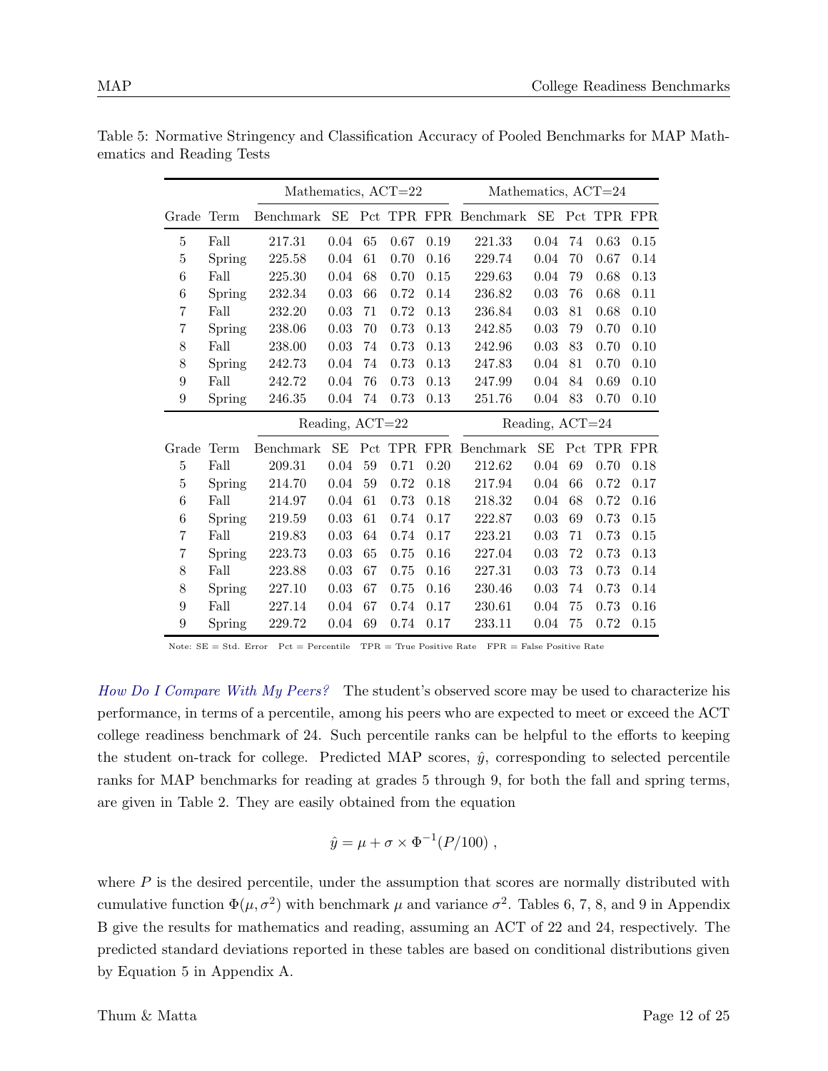Table 5: Normative Stringency and Classification Accuracy of Pooled Benchmarks for MAP Mathematics and Reading Tests

| | | Mathematics, ACT=22 | | | | | Mathematics, ACT=24 | | | | |
|---|---|---|---|---|---|---|---|---|---|---|---|
| Grade | Term | Benchmark | SE | Pct | TPR | FPR | Benchmark | SE | Pct | TPR | FPR |
| 5 | Fall | 217.31 | 0.04 | 65 | 0.67 | 0.19 | 221.33 | 0.04 | 74 | 0.63 | 0.15 |
| 5 | Spring | 225.58 | 0.04 | 61 | 0.70 | 0.16 | 229.74 | 0.04 | 70 | 0.67 | 0.14 |
| 6 | Fall | 225.30 | 0.04 | 68 | 0.70 | 0.15 | 229.63 | 0.04 | 79 | 0.68 | 0.13 |
| 6 | Spring | 232.34 | 0.03 | 66 | 0.72 | 0.14 | 236.82 | 0.03 | 76 | 0.68 | 0.11 |
| 7 | Fall | 232.20 | 0.03 | 71 | 0.72 | 0.13 | 236.84 | 0.03 | 81 | 0.68 | 0.10 |
| 7 | Spring | 238.06 | 0.03 | 70 | 0.73 | 0.13 | 242.85 | 0.03 | 79 | 0.70 | 0.10 |
| 8 | Fall | 238.00 | 0.03 | 74 | 0.73 | 0.13 | 242.96 | 0.03 | 83 | 0.70 | 0.10 |
| 8 | Spring | 242.73 | 0.04 | 74 | 0.73 | 0.13 | 247.83 | 0.04 | 81 | 0.70 | 0.10 |
| 9 | Fall | 242.72 | 0.04 | 76 | 0.73 | 0.13 | 247.99 | 0.04 | 84 | 0.69 | 0.10 |
| 9 | Spring | 246.35 | 0.04 | 74 | 0.73 | 0.13 | 251.76 | 0.04 | 83 | 0.70 | 0.10 |
| | | Reading, ACT=22 | | | | | Reading, ACT=24 | | | | |
| Grade | Term | Benchmark | SE | Pct | TPR | FPR | Benchmark | SE | Pct | TPR | FPR |
| 5 | Fall | 209.31 | 0.04 | 59 | 0.71 | 0.20 | 212.62 | 0.04 | 69 | 0.70 | 0.18 |
| 5 | Spring | 214.70 | 0.04 | 59 | 0.72 | 0.18 | 217.94 | 0.04 | 66 | 0.72 | 0.17 |
| 6 | Fall | 214.97 | 0.04 | 61 | 0.73 | 0.18 | 218.32 | 0.04 | 68 | 0.72 | 0.16 |
| 6 | Spring | 219.59 | 0.03 | 61 | 0.74 | 0.17 | 222.87 | 0.03 | 69 | 0.73 | 0.15 |
| 7 | Fall | 219.83 | 0.03 | 64 | 0.74 | 0.17 | 223.21 | 0.03 | 71 | 0.73 | 0.15 |
| 7 | Spring | 223.73 | 0.03 | 65 | 0.75 | 0.16 | 227.04 | 0.03 | 72 | 0.73 | 0.13 |
| 8 | Fall | 223.88 | 0.03 | 67 | 0.75 | 0.16 | 227.31 | 0.03 | 73 | 0.73 | 0.14 |
| 8 | Spring | 227.10 | 0.03 | 67 | 0.75 | 0.16 | 230.46 | 0.03 | 74 | 0.73 | 0.14 |
| 9 | Fall | 227.14 | 0.04 | 67 | 0.74 | 0.17 | 230.61 | 0.04 | 75 | 0.73 | 0.16 |
| 9 | Spring | 229.72 | 0.04 | 69 | 0.74 | 0.17 | 233.11 | 0.04 | 75 | 0.72 | 0.15 |

Note: SE = Std. Error   Pct = Percentile   TPR = True Positive Rate   FPR = False Positive Rate

*How Do I Compare With My Peers?* The student's observed score may be used to characterize his performance, in terms of a percentile, among his peers who are expected to meet or exceed the ACT college readiness benchmark of 24. Such percentile ranks can be helpful to the efforts to keeping the student on-track for college. Predicted MAP scores, $\hat{y}$, corresponding to selected percentile ranks for MAP benchmarks for reading at grades 5 through 9, for both the fall and spring terms, are given in Table 2. They are easily obtained from the equation

$$\hat{y} = \mu + \sigma \times \Phi^{-1}(P/100) \ ,$$

where $P$ is the desired percentile, under the assumption that scores are normally distributed with cumulative function $\Phi(\mu, \sigma^2)$ with benchmark $\mu$ and variance $\sigma^2$. Tables 6, 7, 8, and 9 in Appendix B give the results for mathematics and reading, assuming an ACT of 22 and 24, respectively. The predicted standard deviations reported in these tables are based on conditional distributions given by Equation 5 in Appendix A.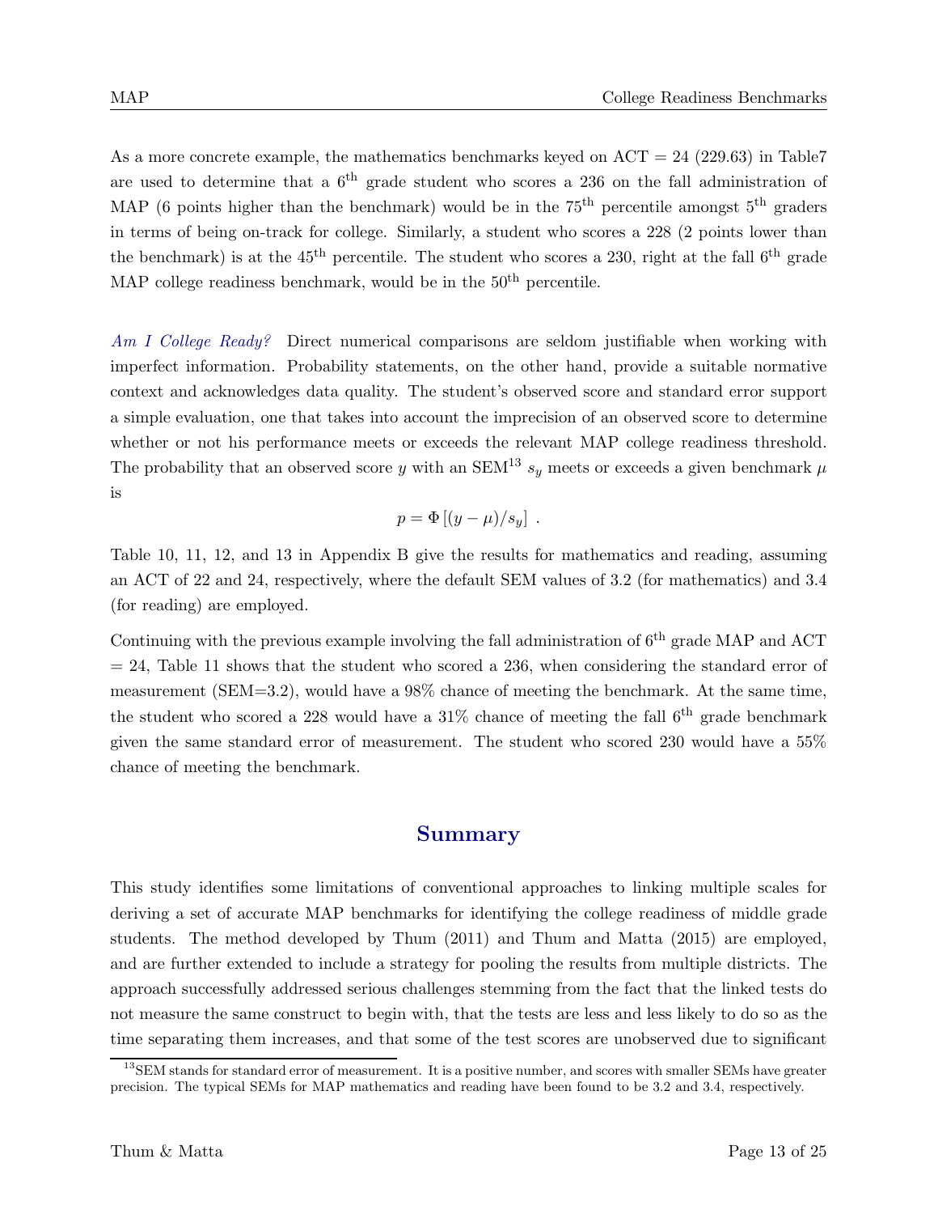As a more concrete example, the mathematics benchmarks keyed on ACT = 24 (229.63) in Table7 are used to determine that a 6th grade student who scores a 236 on the fall administration of MAP (6 points higher than the benchmark) would be in the 75th percentile amongst 5th graders in terms of being on-track for college. Similarly, a student who scores a 228 (2 points lower than the benchmark) is at the 45th percentile. The student who scores a 230, right at the fall 6th grade MAP college readiness benchmark, would be in the 50th percentile.

*Am I College Ready?* Direct numerical comparisons are seldom justifiable when working with imperfect information. Probability statements, on the other hand, provide a suitable normative context and acknowledges data quality. The student's observed score and standard error support a simple evaluation, one that takes into account the imprecision of an observed score to determine whether or not his performance meets or exceeds the relevant MAP college readiness threshold. The probability that an observed score $y$ with an SEM[13] $s_y$ meets or exceeds a given benchmark $\mu$ is

$$p = \Phi\left[(y - \mu)/s_y\right] \ .$$

Table 10, 11, 12, and 13 in Appendix B give the results for mathematics and reading, assuming an ACT of 22 and 24, respectively, where the default SEM values of 3.2 (for mathematics) and 3.4 (for reading) are employed.

Continuing with the previous example involving the fall administration of 6th grade MAP and ACT = 24, Table 11 shows that the student who scored a 236, when considering the standard error of measurement (SEM=3.2), would have a 98% chance of meeting the benchmark. At the same time, the student who scored a 228 would have a 31% chance of meeting the fall 6th grade benchmark given the same standard error of measurement. The student who scored 230 would have a 55% chance of meeting the benchmark.

## Summary

This study identifies some limitations of conventional approaches to linking multiple scales for deriving a set of accurate MAP benchmarks for identifying the college readiness of middle grade students. The method developed by Thum (2011) and Thum and Matta (2015) are employed, and are further extended to include a strategy for pooling the results from multiple districts. The approach successfully addressed serious challenges stemming from the fact that the linked tests do not measure the same construct to begin with, that the tests are less and less likely to do so as the time separating them increases, and that some of the test scores are unobserved due to significant

[13] SEM stands for standard error of measurement. It is a positive number, and scores with smaller SEMs have greater precision. The typical SEMs for MAP mathematics and reading have been found to be 3.2 and 3.4, respectively.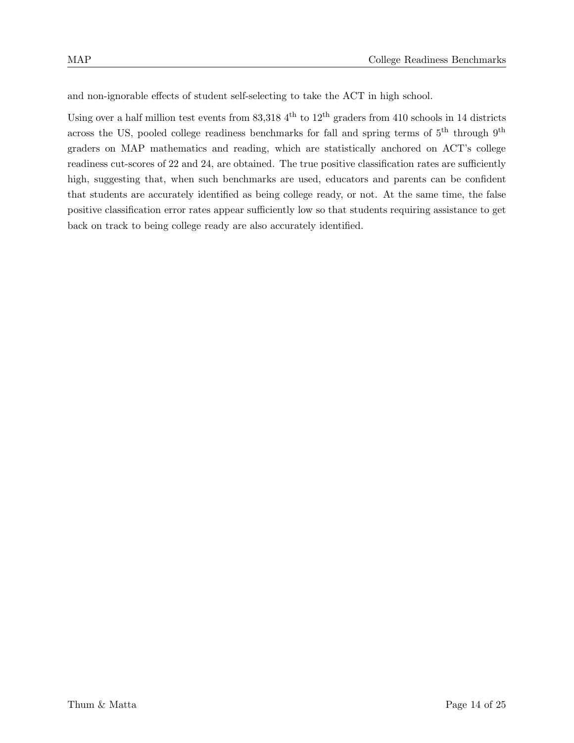and non-ignorable effects of student self-selecting to take the ACT in high school.

Using over a half million test events from 83,318 $4^{\text{th}}$ to $12^{\text{th}}$ graders from 410 schools in 14 districts across the US, pooled college readiness benchmarks for fall and spring terms of $5^{\text{th}}$ through $9^{\text{th}}$ graders on MAP mathematics and reading, which are statistically anchored on ACT's college readiness cut-scores of 22 and 24, are obtained. The true positive classification rates are sufficiently high, suggesting that, when such benchmarks are used, educators and parents can be confident that students are accurately identified as being college ready, or not. At the same time, the false positive classification error rates appear sufficiently low so that students requiring assistance to get back on track to being college ready are also accurately identified.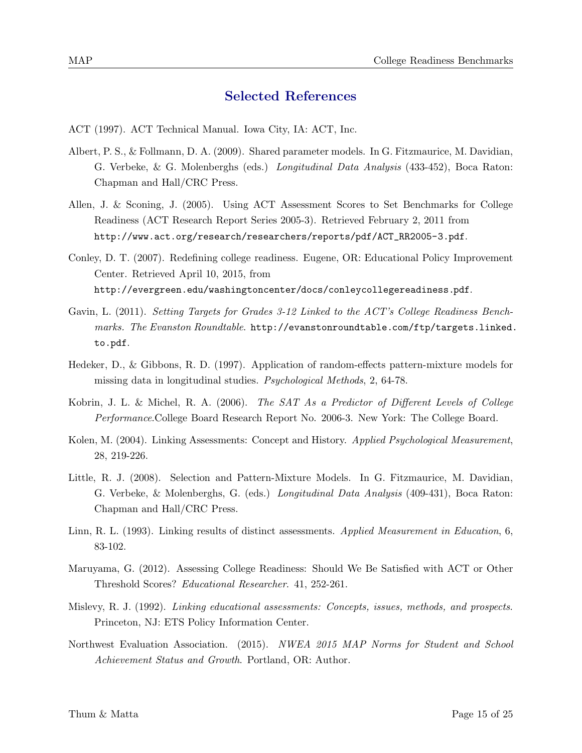## Selected References

ACT (1997). ACT Technical Manual. Iowa City, IA: ACT, Inc.

Albert, P. S., & Follmann, D. A. (2009). Shared parameter models. In G. Fitzmaurice, M. Davidian, G. Verbeke, & G. Molenberghs (eds.) *Longitudinal Data Analysis* (433-452), Boca Raton: Chapman and Hall/CRC Press.

Allen, J. & Sconing, J. (2005). Using ACT Assessment Scores to Set Benchmarks for College Readiness (ACT Research Report Series 2005-3). Retrieved February 2, 2011 from `http://www.act.org/research/researchers/reports/pdf/ACT_RR2005-3.pdf`.

Conley, D. T. (2007). Redefining college readiness. Eugene, OR: Educational Policy Improvement Center. Retrieved April 10, 2015, from `http://evergreen.edu/washingtoncenter/docs/conleycollegereadiness.pdf`.

Gavin, L. (2011). *Setting Targets for Grades 3-12 Linked to the ACT's College Readiness Benchmarks. The Evanston Roundtable*. `http://evanstonroundtable.com/ftp/targets.linked.to.pdf`.

Hedeker, D., & Gibbons, R. D. (1997). Application of random-effects pattern-mixture models for missing data in longitudinal studies. *Psychological Methods*, 2, 64-78.

Kobrin, J. L. & Michel, R. A. (2006). *The SAT As a Predictor of Different Levels of College Performance*.College Board Research Report No. 2006-3. New York: The College Board.

Kolen, M. (2004). Linking Assessments: Concept and History. *Applied Psychological Measurement*, 28, 219-226.

Little, R. J. (2008). Selection and Pattern-Mixture Models. In G. Fitzmaurice, M. Davidian, G. Verbeke, & Molenberghs, G. (eds.) *Longitudinal Data Analysis* (409-431), Boca Raton: Chapman and Hall/CRC Press.

Linn, R. L. (1993). Linking results of distinct assessments. *Applied Measurement in Education*, 6, 83-102.

Maruyama, G. (2012). Assessing College Readiness: Should We Be Satisfied with ACT or Other Threshold Scores? *Educational Researcher*. 41, 252-261.

Mislevy, R. J. (1992). *Linking educational assessments: Concepts, issues, methods, and prospects*. Princeton, NJ: ETS Policy Information Center.

Northwest Evaluation Association. (2015). *NWEA 2015 MAP Norms for Student and School Achievement Status and Growth*. Portland, OR: Author.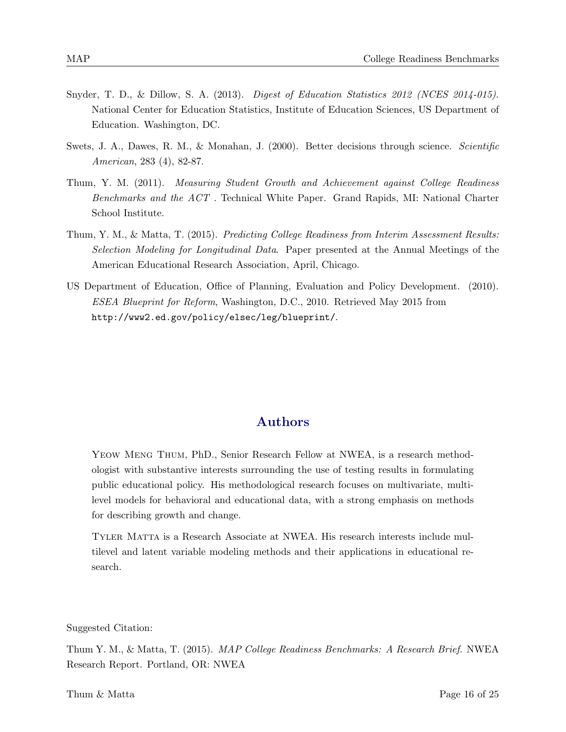Snyder, T. D., & Dillow, S. A. (2013). *Digest of Education Statistics 2012 (NCES 2014-015).* National Center for Education Statistics, Institute of Education Sciences, US Department of Education. Washington, DC.

Swets, J. A., Dawes, R. M., & Monahan, J. (2000). Better decisions through science. *Scientific American*, 283 (4), 82-87.

Thum, Y. M. (2011). *Measuring Student Growth and Achievement against College Readiness Benchmarks and the ACT* . Technical White Paper. Grand Rapids, MI: National Charter School Institute.

Thum, Y. M., & Matta, T. (2015). *Predicting College Readiness from Interim Assessment Results: Selection Modeling for Longitudinal Data*. Paper presented at the Annual Meetings of the American Educational Research Association, April, Chicago.

US Department of Education, Office of Planning, Evaluation and Policy Development. (2010). *ESEA Blueprint for Reform*, Washington, D.C., 2010. Retrieved May 2015 from `http://www2.ed.gov/policy/elsec/leg/blueprint/`.

## Authors

Yeow Meng Thum, PhD., Senior Research Fellow at NWEA, is a research methodologist with substantive interests surrounding the use of testing results in formulating public educational policy. His methodological research focuses on multivariate, multilevel models for behavioral and educational data, with a strong emphasis on methods for describing growth and change.

Tyler Matta is a Research Associate at NWEA. His research interests include multilevel and latent variable modeling methods and their applications in educational research.

Suggested Citation:

Thum Y. M., & Matta, T. (2015). *MAP College Readiness Benchmarks: A Research Brief*. NWEA Research Report. Portland, OR: NWEA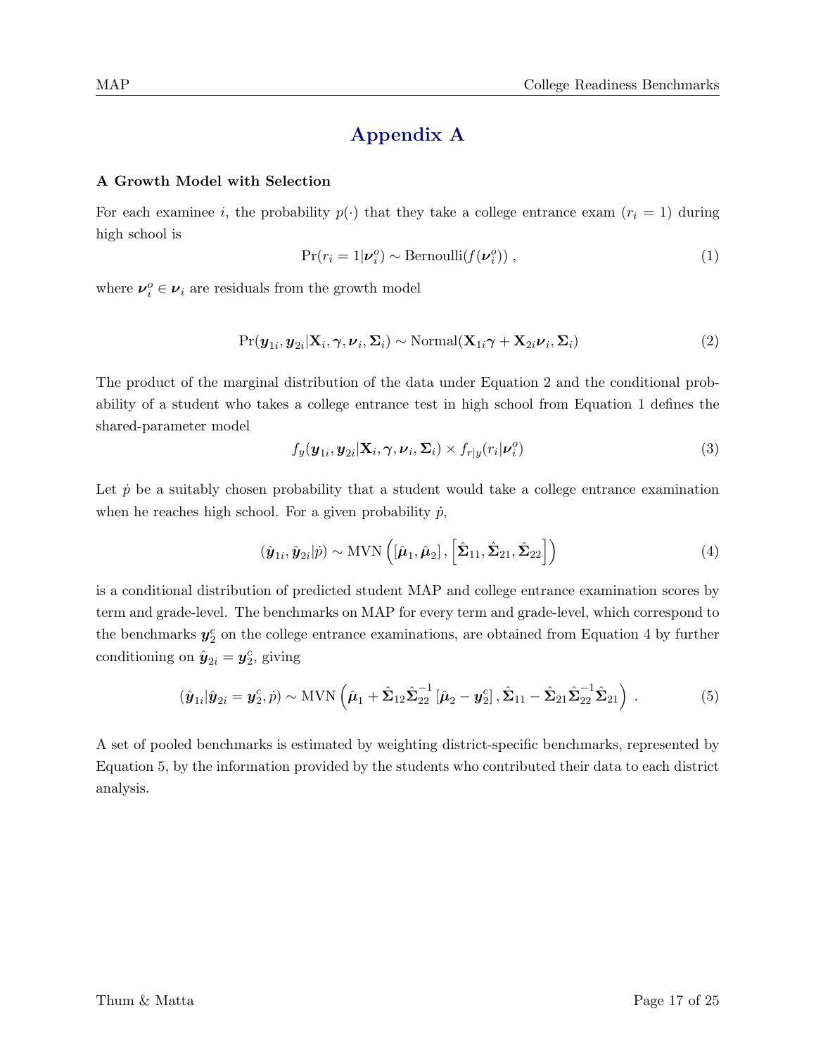# Appendix A

**A Growth Model with Selection**

For each examinee $i$, the probability $p(\cdot)$ that they take a college entrance exam ($r_i = 1$) during high school is

$$\Pr(r_i = 1|\boldsymbol{\nu}_i^o) \sim \text{Bernoulli}(f(\boldsymbol{\nu}_i^o)) \ , \tag{1}$$

where $\boldsymbol{\nu}_i^o \in \boldsymbol{\nu}_i$ are residuals from the growth model

$$\Pr(\boldsymbol{y}_{1i}, \boldsymbol{y}_{2i}|\mathbf{X}_i, \boldsymbol{\gamma}, \boldsymbol{\nu}_i, \boldsymbol{\Sigma}_i) \sim \text{Normal}(\mathbf{X}_{1i}\boldsymbol{\gamma} + \mathbf{X}_{2i}\boldsymbol{\nu}_i, \boldsymbol{\Sigma}_i) \tag{2}$$

The product of the marginal distribution of the data under Equation 2 and the conditional probability of a student who takes a college entrance test in high school from Equation 1 defines the shared-parameter model

$$f_y(\boldsymbol{y}_{1i}, \boldsymbol{y}_{2i}|\mathbf{X}_i, \boldsymbol{\gamma}, \boldsymbol{\nu}_i, \boldsymbol{\Sigma}_i) \times f_{r|y}(r_i|\boldsymbol{\nu}_i^o) \tag{3}$$

Let $\dot{p}$ be a suitably chosen probability that a student would take a college entrance examination when he reaches high school. For a given probability $\dot{p}$,

$$(\hat{\boldsymbol{y}}_{1i}, \hat{\boldsymbol{y}}_{2i}|\dot{p}) \sim \text{MVN}\left(\left[\hat{\boldsymbol{\mu}}_1, \hat{\boldsymbol{\mu}}_2\right], \left[\hat{\boldsymbol{\Sigma}}_{11}, \hat{\boldsymbol{\Sigma}}_{21}, \hat{\boldsymbol{\Sigma}}_{22}\right]\right) \tag{4}$$

is a conditional distribution of predicted student MAP and college entrance examination scores by term and grade-level. The benchmarks on MAP for every term and grade-level, which correspond to the benchmarks $\boldsymbol{y}_2^c$ on the college entrance examinations, are obtained from Equation 4 by further conditioning on $\hat{\boldsymbol{y}}_{2i} = \boldsymbol{y}_2^c$, giving

$$(\hat{\boldsymbol{y}}_{1i}|\hat{\boldsymbol{y}}_{2i} = \boldsymbol{y}_2^c, \dot{p}) \sim \text{MVN}\left(\hat{\boldsymbol{\mu}}_1 + \hat{\boldsymbol{\Sigma}}_{12}\hat{\boldsymbol{\Sigma}}_{22}^{-1}\left[\hat{\boldsymbol{\mu}}_2 - \boldsymbol{y}_2^c\right], \hat{\boldsymbol{\Sigma}}_{11} - \hat{\boldsymbol{\Sigma}}_{21}\hat{\boldsymbol{\Sigma}}_{22}^{-1}\hat{\boldsymbol{\Sigma}}_{21}\right) \ . \tag{5}$$

A set of pooled benchmarks is estimated by weighting district-specific benchmarks, represented by Equation 5, by the information provided by the students who contributed their data to each district analysis.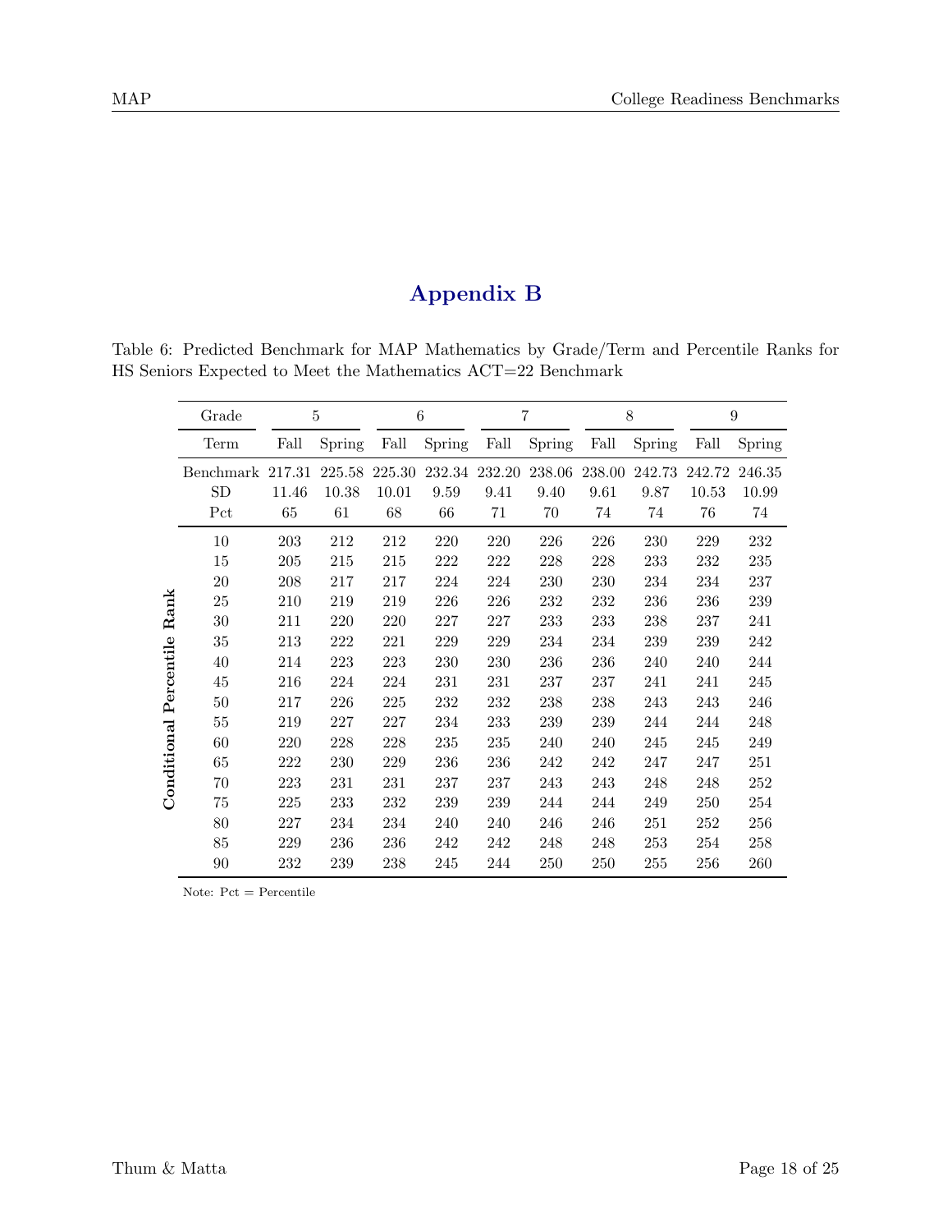# Appendix B

Table 6: Predicted Benchmark for MAP Mathematics by Grade/Term and Percentile Ranks for HS Seniors Expected to Meet the Mathematics ACT=22 Benchmark

| | Grade | 5 | | 6 | | 7 | | 8 | | 9 | |
|---|---|---|---|---|---|---|---|---|---|---|---|
| | Term | Fall | Spring | Fall | Spring | Fall | Spring | Fall | Spring | Fall | Spring |
| | Benchmark | 217.31 | 225.58 | 225.30 | 232.34 | 232.20 | 238.06 | 238.00 | 242.73 | 242.72 | 246.35 |
| | SD | 11.46 | 10.38 | 10.01 | 9.59 | 9.41 | 9.40 | 9.61 | 9.87 | 10.53 | 10.99 |
| | Pct | 65 | 61 | 68 | 66 | 71 | 70 | 74 | 74 | 76 | 74 |
| **Conditional Percentile Rank** | 10 | 203 | 212 | 212 | 220 | 220 | 226 | 226 | 230 | 229 | 232 |
| | 15 | 205 | 215 | 215 | 222 | 222 | 228 | 228 | 233 | 232 | 235 |
| | 20 | 208 | 217 | 217 | 224 | 224 | 230 | 230 | 234 | 234 | 237 |
| | 25 | 210 | 219 | 219 | 226 | 226 | 232 | 232 | 236 | 236 | 239 |
| | 30 | 211 | 220 | 220 | 227 | 227 | 233 | 233 | 238 | 237 | 241 |
| | 35 | 213 | 222 | 221 | 229 | 229 | 234 | 234 | 239 | 239 | 242 |
| | 40 | 214 | 223 | 223 | 230 | 230 | 236 | 236 | 240 | 240 | 244 |
| | 45 | 216 | 224 | 224 | 231 | 231 | 237 | 237 | 241 | 241 | 245 |
| | 50 | 217 | 226 | 225 | 232 | 232 | 238 | 238 | 243 | 243 | 246 |
| | 55 | 219 | 227 | 227 | 234 | 233 | 239 | 239 | 244 | 244 | 248 |
| | 60 | 220 | 228 | 228 | 235 | 235 | 240 | 240 | 245 | 245 | 249 |
| | 65 | 222 | 230 | 229 | 236 | 236 | 242 | 242 | 247 | 247 | 251 |
| | 70 | 223 | 231 | 231 | 237 | 237 | 243 | 243 | 248 | 248 | 252 |
| | 75 | 225 | 233 | 232 | 239 | 239 | 244 | 244 | 249 | 250 | 254 |
| | 80 | 227 | 234 | 234 | 240 | 240 | 246 | 246 | 251 | 252 | 256 |
| | 85 | 229 | 236 | 236 | 242 | 242 | 248 | 248 | 253 | 254 | 258 |
| | 90 | 232 | 239 | 238 | 245 | 244 | 250 | 250 | 255 | 256 | 260 |

Note: Pct = Percentile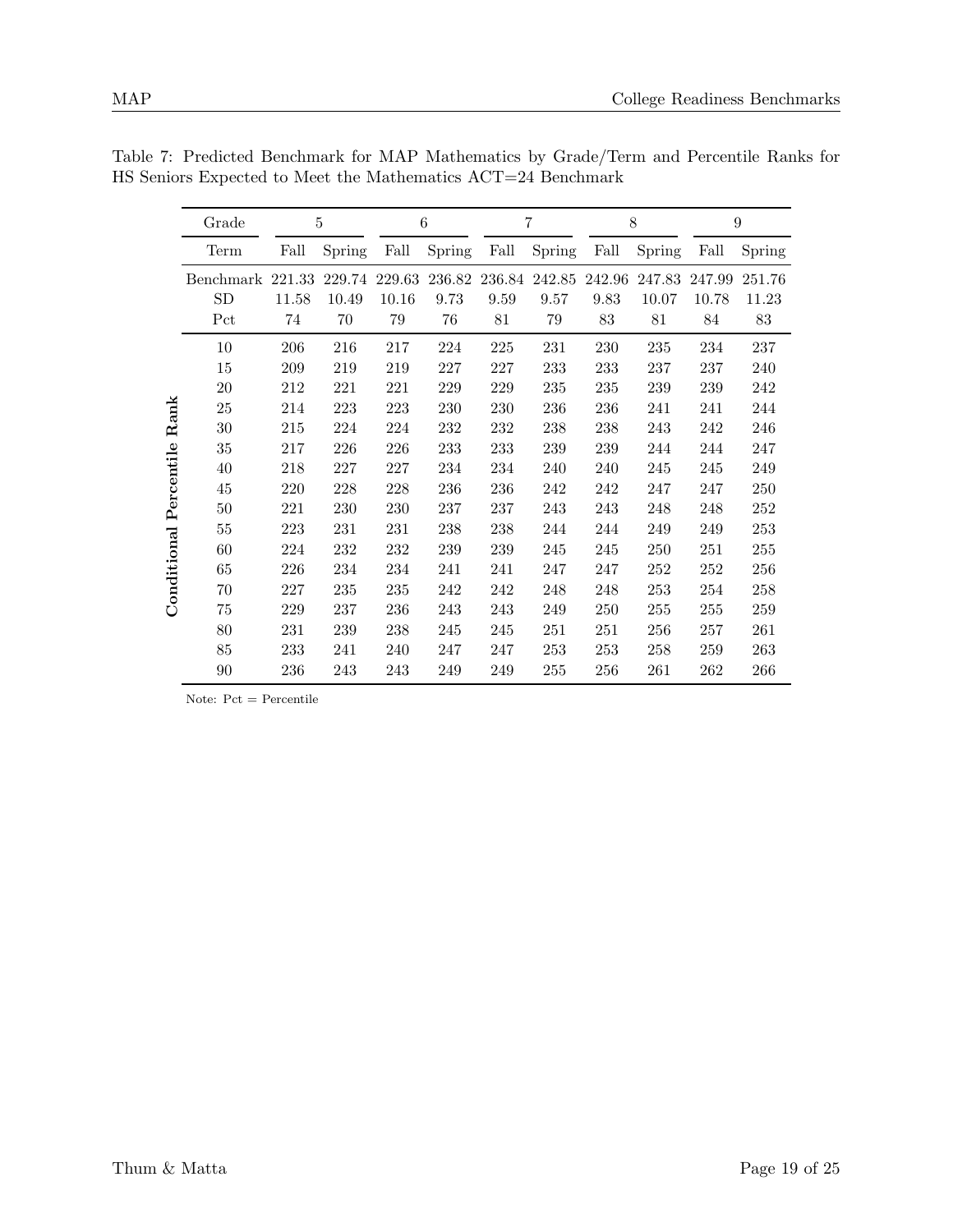Table 7: Predicted Benchmark for MAP Mathematics by Grade/Term and Percentile Ranks for HS Seniors Expected to Meet the Mathematics ACT=24 Benchmark

| | Grade | 5 | | 6 | | 7 | | 8 | | 9 | |
|---|---|---|---|---|---|---|---|---|---|---|---|
| | Term | Fall | Spring | Fall | Spring | Fall | Spring | Fall | Spring | Fall | Spring |
| | Benchmark | 221.33 | 229.74 | 229.63 | 236.82 | 236.84 | 242.85 | 242.96 | 247.83 | 247.99 | 251.76 |
| | SD | 11.58 | 10.49 | 10.16 | 9.73 | 9.59 | 9.57 | 9.83 | 10.07 | 10.78 | 11.23 |
| | Pct | 74 | 70 | 79 | 76 | 81 | 79 | 83 | 81 | 84 | 83 |
| **Conditional Percentile Rank** | 10 | 206 | 216 | 217 | 224 | 225 | 231 | 230 | 235 | 234 | 237 |
| | 15 | 209 | 219 | 219 | 227 | 227 | 233 | 233 | 237 | 237 | 240 |
| | 20 | 212 | 221 | 221 | 229 | 229 | 235 | 235 | 239 | 239 | 242 |
| | 25 | 214 | 223 | 223 | 230 | 230 | 236 | 236 | 241 | 241 | 244 |
| | 30 | 215 | 224 | 224 | 232 | 232 | 238 | 238 | 243 | 242 | 246 |
| | 35 | 217 | 226 | 226 | 233 | 233 | 239 | 239 | 244 | 244 | 247 |
| | 40 | 218 | 227 | 227 | 234 | 234 | 240 | 240 | 245 | 245 | 249 |
| | 45 | 220 | 228 | 228 | 236 | 236 | 242 | 242 | 247 | 247 | 250 |
| | 50 | 221 | 230 | 230 | 237 | 237 | 243 | 243 | 248 | 248 | 252 |
| | 55 | 223 | 231 | 231 | 238 | 238 | 244 | 244 | 249 | 249 | 253 |
| | 60 | 224 | 232 | 232 | 239 | 239 | 245 | 245 | 250 | 251 | 255 |
| | 65 | 226 | 234 | 234 | 241 | 241 | 247 | 247 | 252 | 252 | 256 |
| | 70 | 227 | 235 | 235 | 242 | 242 | 248 | 248 | 253 | 254 | 258 |
| | 75 | 229 | 237 | 236 | 243 | 243 | 249 | 250 | 255 | 255 | 259 |
| | 80 | 231 | 239 | 238 | 245 | 245 | 251 | 251 | 256 | 257 | 261 |
| | 85 | 233 | 241 | 240 | 247 | 247 | 253 | 253 | 258 | 259 | 263 |
| | 90 | 236 | 243 | 243 | 249 | 249 | 255 | 256 | 261 | 262 | 266 |

Note: Pct = Percentile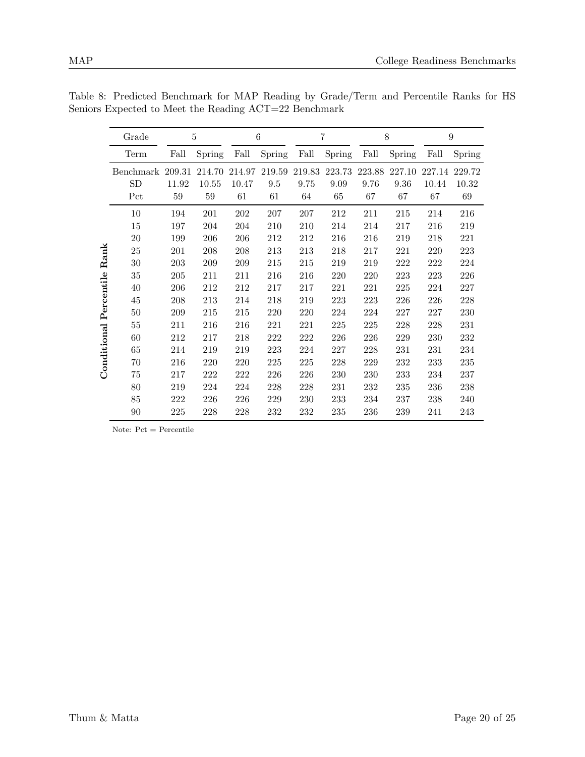Table 8: Predicted Benchmark for MAP Reading by Grade/Term and Percentile Ranks for HS Seniors Expected to Meet the Reading ACT=22 Benchmark

| | Grade | 5 | | 6 | | 7 | | 8 | | 9 | |
|---|---|---|---|---|---|---|---|---|---|---|---|
| | Term | Fall | Spring | Fall | Spring | Fall | Spring | Fall | Spring | Fall | Spring |
| | Benchmark | 209.31 | 214.70 | 214.97 | 219.59 | 219.83 | 223.73 | 223.88 | 227.10 | 227.14 | 229.72 |
| | SD | 11.92 | 10.55 | 10.47 | 9.5 | 9.75 | 9.09 | 9.76 | 9.36 | 10.44 | 10.32 |
| | Pct | 59 | 59 | 61 | 61 | 64 | 65 | 67 | 67 | 67 | 69 |
| **Conditional Percentile Rank** | 10 | 194 | 201 | 202 | 207 | 207 | 212 | 211 | 215 | 214 | 216 |
| | 15 | 197 | 204 | 204 | 210 | 210 | 214 | 214 | 217 | 216 | 219 |
| | 20 | 199 | 206 | 206 | 212 | 212 | 216 | 216 | 219 | 218 | 221 |
| | 25 | 201 | 208 | 208 | 213 | 213 | 218 | 217 | 221 | 220 | 223 |
| | 30 | 203 | 209 | 209 | 215 | 215 | 219 | 219 | 222 | 222 | 224 |
| | 35 | 205 | 211 | 211 | 216 | 216 | 220 | 220 | 223 | 223 | 226 |
| | 40 | 206 | 212 | 212 | 217 | 217 | 221 | 221 | 225 | 224 | 227 |
| | 45 | 208 | 213 | 214 | 218 | 219 | 223 | 223 | 226 | 226 | 228 |
| | 50 | 209 | 215 | 215 | 220 | 220 | 224 | 224 | 227 | 227 | 230 |
| | 55 | 211 | 216 | 216 | 221 | 221 | 225 | 225 | 228 | 228 | 231 |
| | 60 | 212 | 217 | 218 | 222 | 222 | 226 | 226 | 229 | 230 | 232 |
| | 65 | 214 | 219 | 219 | 223 | 224 | 227 | 228 | 231 | 231 | 234 |
| | 70 | 216 | 220 | 220 | 225 | 225 | 228 | 229 | 232 | 233 | 235 |
| | 75 | 217 | 222 | 222 | 226 | 226 | 230 | 230 | 233 | 234 | 237 |
| | 80 | 219 | 224 | 224 | 228 | 228 | 231 | 232 | 235 | 236 | 238 |
| | 85 | 222 | 226 | 226 | 229 | 230 | 233 | 234 | 237 | 238 | 240 |
| | 90 | 225 | 228 | 228 | 232 | 232 | 235 | 236 | 239 | 241 | 243 |

Note: Pct = Percentile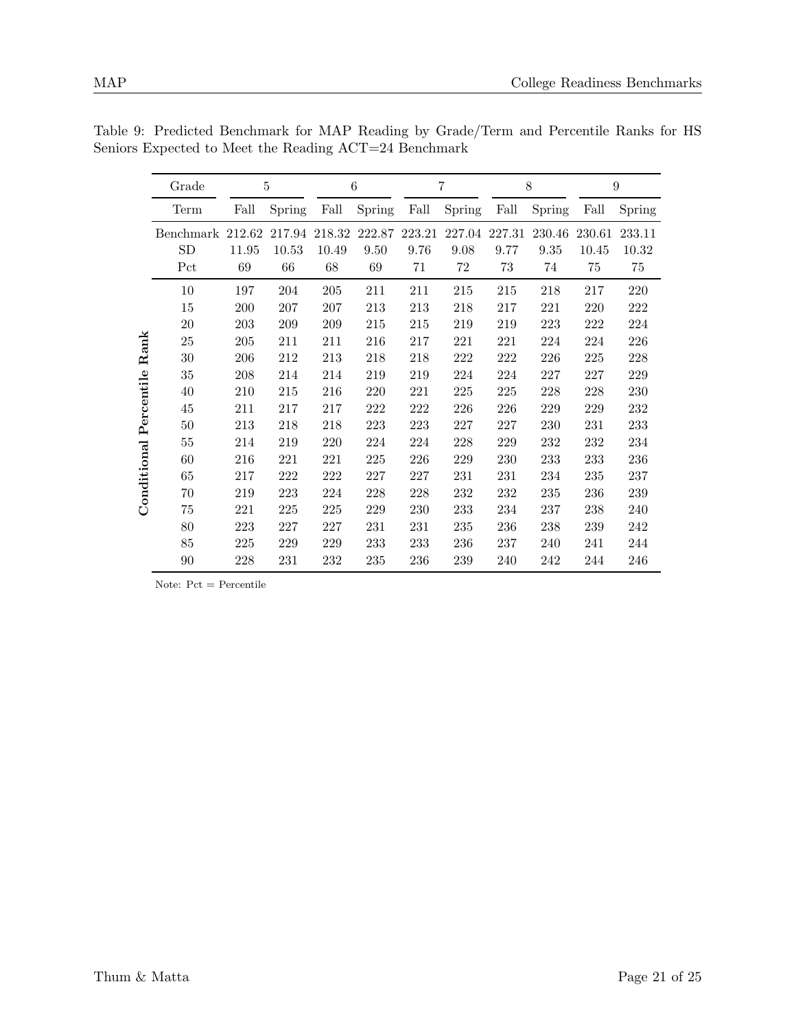Table 9: Predicted Benchmark for MAP Reading by Grade/Term and Percentile Ranks for HS Seniors Expected to Meet the Reading ACT=24 Benchmark

| | Grade | 5 | | 6 | | 7 | | 8 | | 9 | |
|---|---|---|---|---|---|---|---|---|---|---|---|
| | Term | Fall | Spring | Fall | Spring | Fall | Spring | Fall | Spring | Fall | Spring |
| | Benchmark | 212.62 | 217.94 | 218.32 | 222.87 | 223.21 | 227.04 | 227.31 | 230.46 | 230.61 | 233.11 |
| | SD | 11.95 | 10.53 | 10.49 | 9.50 | 9.76 | 9.08 | 9.77 | 9.35 | 10.45 | 10.32 |
| | Pct | 69 | 66 | 68 | 69 | 71 | 72 | 73 | 74 | 75 | 75 |
| **Conditional Percentile Rank** | 10 | 197 | 204 | 205 | 211 | 211 | 215 | 215 | 218 | 217 | 220 |
| | 15 | 200 | 207 | 207 | 213 | 213 | 218 | 217 | 221 | 220 | 222 |
| | 20 | 203 | 209 | 209 | 215 | 215 | 219 | 219 | 223 | 222 | 224 |
| | 25 | 205 | 211 | 211 | 216 | 217 | 221 | 221 | 224 | 224 | 226 |
| | 30 | 206 | 212 | 213 | 218 | 218 | 222 | 222 | 226 | 225 | 228 |
| | 35 | 208 | 214 | 214 | 219 | 219 | 224 | 224 | 227 | 227 | 229 |
| | 40 | 210 | 215 | 216 | 220 | 221 | 225 | 225 | 228 | 228 | 230 |
| | 45 | 211 | 217 | 217 | 222 | 222 | 226 | 226 | 229 | 229 | 232 |
| | 50 | 213 | 218 | 218 | 223 | 223 | 227 | 227 | 230 | 231 | 233 |
| | 55 | 214 | 219 | 220 | 224 | 224 | 228 | 229 | 232 | 232 | 234 |
| | 60 | 216 | 221 | 221 | 225 | 226 | 229 | 230 | 233 | 233 | 236 |
| | 65 | 217 | 222 | 222 | 227 | 227 | 231 | 231 | 234 | 235 | 237 |
| | 70 | 219 | 223 | 224 | 228 | 228 | 232 | 232 | 235 | 236 | 239 |
| | 75 | 221 | 225 | 225 | 229 | 230 | 233 | 234 | 237 | 238 | 240 |
| | 80 | 223 | 227 | 227 | 231 | 231 | 235 | 236 | 238 | 239 | 242 |
| | 85 | 225 | 229 | 229 | 233 | 233 | 236 | 237 | 240 | 241 | 244 |
| | 90 | 228 | 231 | 232 | 235 | 236 | 239 | 240 | 242 | 244 | 246 |

Note: Pct = Percentile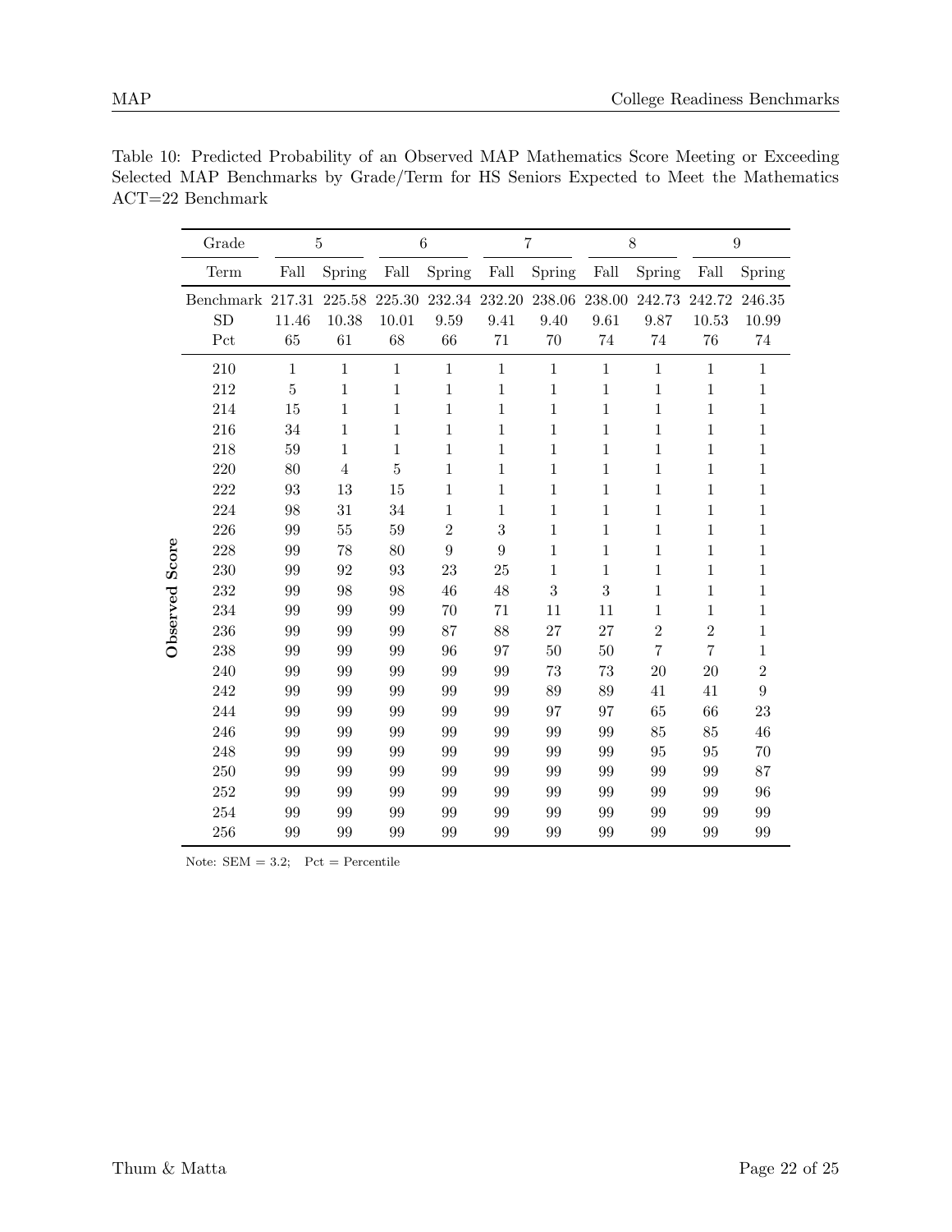Table 10: Predicted Probability of an Observed MAP Mathematics Score Meeting or Exceeding Selected MAP Benchmarks by Grade/Term for HS Seniors Expected to Meet the Mathematics ACT=22 Benchmark

| | Grade | 5 | | 6 | | 7 | | 8 | | 9 | |
|---|---|---|---|---|---|---|---|---|---|---|---|
| | Term | Fall | Spring | Fall | Spring | Fall | Spring | Fall | Spring | Fall | Spring |
| | Benchmark | 217.31 | 225.58 | 225.30 | 232.34 | 232.20 | 238.06 | 238.00 | 242.73 | 242.72 | 246.35 |
| | SD | 11.46 | 10.38 | 10.01 | 9.59 | 9.41 | 9.40 | 9.61 | 9.87 | 10.53 | 10.99 |
| | Pct | 65 | 61 | 68 | 66 | 71 | 70 | 74 | 74 | 76 | 74 |
| **Observed Score** | 210 | 1 | 1 | 1 | 1 | 1 | 1 | 1 | 1 | 1 | 1 |
| | 212 | 5 | 1 | 1 | 1 | 1 | 1 | 1 | 1 | 1 | 1 |
| | 214 | 15 | 1 | 1 | 1 | 1 | 1 | 1 | 1 | 1 | 1 |
| | 216 | 34 | 1 | 1 | 1 | 1 | 1 | 1 | 1 | 1 | 1 |
| | 218 | 59 | 1 | 1 | 1 | 1 | 1 | 1 | 1 | 1 | 1 |
| | 220 | 80 | 4 | 5 | 1 | 1 | 1 | 1 | 1 | 1 | 1 |
| | 222 | 93 | 13 | 15 | 1 | 1 | 1 | 1 | 1 | 1 | 1 |
| | 224 | 98 | 31 | 34 | 1 | 1 | 1 | 1 | 1 | 1 | 1 |
| | 226 | 99 | 55 | 59 | 2 | 3 | 1 | 1 | 1 | 1 | 1 |
| | 228 | 99 | 78 | 80 | 9 | 9 | 1 | 1 | 1 | 1 | 1 |
| | 230 | 99 | 92 | 93 | 23 | 25 | 1 | 1 | 1 | 1 | 1 |
| | 232 | 99 | 98 | 98 | 46 | 48 | 3 | 3 | 1 | 1 | 1 |
| | 234 | 99 | 99 | 99 | 70 | 71 | 11 | 11 | 1 | 1 | 1 |
| | 236 | 99 | 99 | 99 | 87 | 88 | 27 | 27 | 2 | 2 | 1 |
| | 238 | 99 | 99 | 99 | 96 | 97 | 50 | 50 | 7 | 7 | 1 |
| | 240 | 99 | 99 | 99 | 99 | 99 | 73 | 73 | 20 | 20 | 2 |
| | 242 | 99 | 99 | 99 | 99 | 99 | 89 | 89 | 41 | 41 | 9 |
| | 244 | 99 | 99 | 99 | 99 | 99 | 97 | 97 | 65 | 66 | 23 |
| | 246 | 99 | 99 | 99 | 99 | 99 | 99 | 99 | 85 | 85 | 46 |
| | 248 | 99 | 99 | 99 | 99 | 99 | 99 | 99 | 95 | 95 | 70 |
| | 250 | 99 | 99 | 99 | 99 | 99 | 99 | 99 | 99 | 99 | 87 |
| | 252 | 99 | 99 | 99 | 99 | 99 | 99 | 99 | 99 | 99 | 96 |
| | 254 | 99 | 99 | 99 | 99 | 99 | 99 | 99 | 99 | 99 | 99 |
| | 256 | 99 | 99 | 99 | 99 | 99 | 99 | 99 | 99 | 99 | 99 |

Note: SEM = 3.2; Pct = Percentile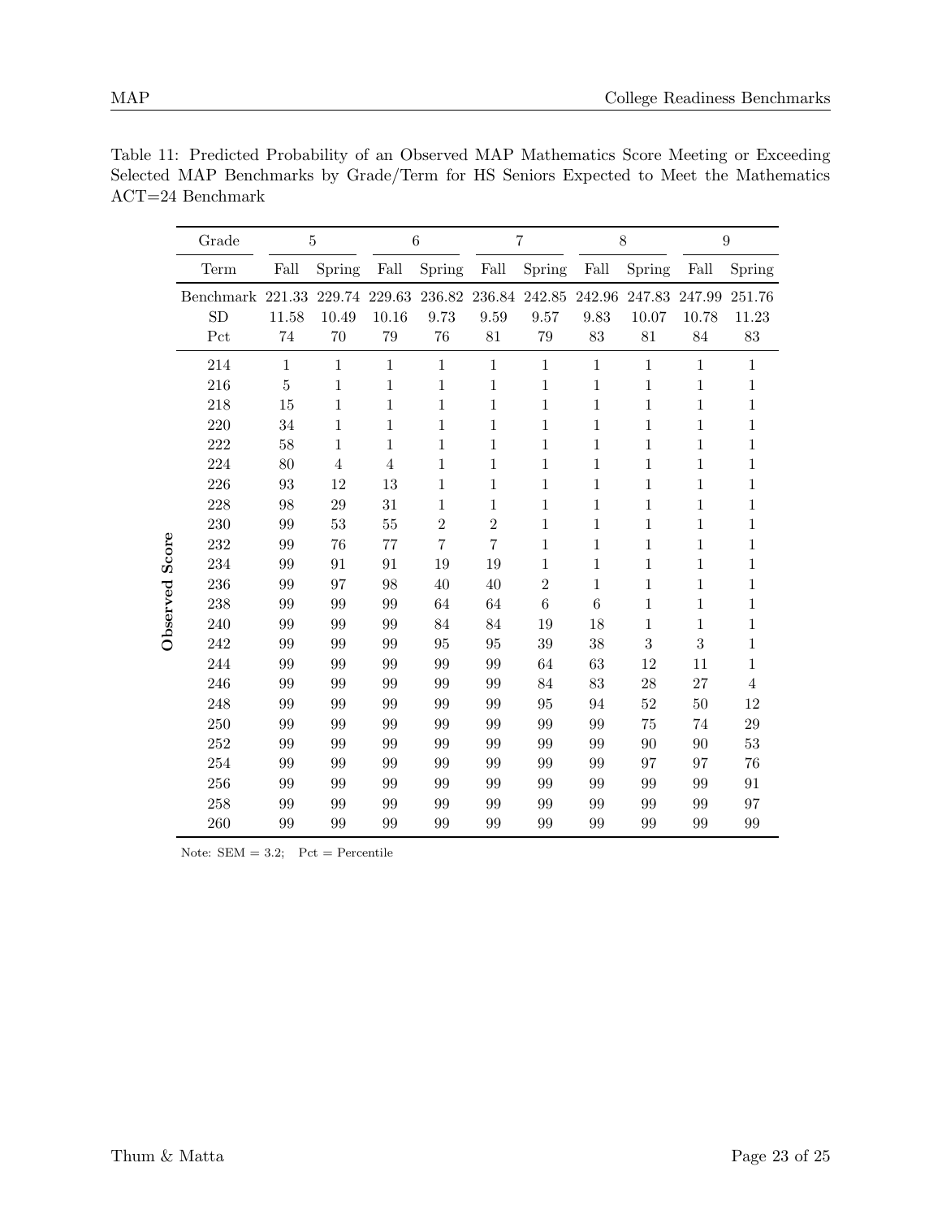Table 11: Predicted Probability of an Observed MAP Mathematics Score Meeting or Exceeding Selected MAP Benchmarks by Grade/Term for HS Seniors Expected to Meet the Mathematics ACT=24 Benchmark

| | Grade | 5 | | 6 | | 7 | | 8 | | 9 | |
|---|---|---|---|---|---|---|---|---|---|---|---|
| | Term | Fall | Spring | Fall | Spring | Fall | Spring | Fall | Spring | Fall | Spring |
| | Benchmark | 221.33 | 229.74 | 229.63 | 236.82 | 236.84 | 242.85 | 242.96 | 247.83 | 247.99 | 251.76 |
| | SD | 11.58 | 10.49 | 10.16 | 9.73 | 9.59 | 9.57 | 9.83 | 10.07 | 10.78 | 11.23 |
| | Pct | 74 | 70 | 79 | 76 | 81 | 79 | 83 | 81 | 84 | 83 |
| **Observed Score** | 214 | 1 | 1 | 1 | 1 | 1 | 1 | 1 | 1 | 1 | 1 |
| | 216 | 5 | 1 | 1 | 1 | 1 | 1 | 1 | 1 | 1 | 1 |
| | 218 | 15 | 1 | 1 | 1 | 1 | 1 | 1 | 1 | 1 | 1 |
| | 220 | 34 | 1 | 1 | 1 | 1 | 1 | 1 | 1 | 1 | 1 |
| | 222 | 58 | 1 | 1 | 1 | 1 | 1 | 1 | 1 | 1 | 1 |
| | 224 | 80 | 4 | 4 | 1 | 1 | 1 | 1 | 1 | 1 | 1 |
| | 226 | 93 | 12 | 13 | 1 | 1 | 1 | 1 | 1 | 1 | 1 |
| | 228 | 98 | 29 | 31 | 1 | 1 | 1 | 1 | 1 | 1 | 1 |
| | 230 | 99 | 53 | 55 | 2 | 2 | 1 | 1 | 1 | 1 | 1 |
| | 232 | 99 | 76 | 77 | 7 | 7 | 1 | 1 | 1 | 1 | 1 |
| | 234 | 99 | 91 | 91 | 19 | 19 | 1 | 1 | 1 | 1 | 1 |
| | 236 | 99 | 97 | 98 | 40 | 40 | 2 | 1 | 1 | 1 | 1 |
| | 238 | 99 | 99 | 99 | 64 | 64 | 6 | 6 | 1 | 1 | 1 |
| | 240 | 99 | 99 | 99 | 84 | 84 | 19 | 18 | 1 | 1 | 1 |
| | 242 | 99 | 99 | 99 | 95 | 95 | 39 | 38 | 3 | 3 | 1 |
| | 244 | 99 | 99 | 99 | 99 | 99 | 64 | 63 | 12 | 11 | 1 |
| | 246 | 99 | 99 | 99 | 99 | 99 | 84 | 83 | 28 | 27 | 4 |
| | 248 | 99 | 99 | 99 | 99 | 99 | 95 | 94 | 52 | 50 | 12 |
| | 250 | 99 | 99 | 99 | 99 | 99 | 99 | 99 | 75 | 74 | 29 |
| | 252 | 99 | 99 | 99 | 99 | 99 | 99 | 99 | 90 | 90 | 53 |
| | 254 | 99 | 99 | 99 | 99 | 99 | 99 | 99 | 97 | 97 | 76 |
| | 256 | 99 | 99 | 99 | 99 | 99 | 99 | 99 | 99 | 99 | 91 |
| | 258 | 99 | 99 | 99 | 99 | 99 | 99 | 99 | 99 | 99 | 97 |
| | 260 | 99 | 99 | 99 | 99 | 99 | 99 | 99 | 99 | 99 | 99 |

Note: SEM = 3.2; Pct = Percentile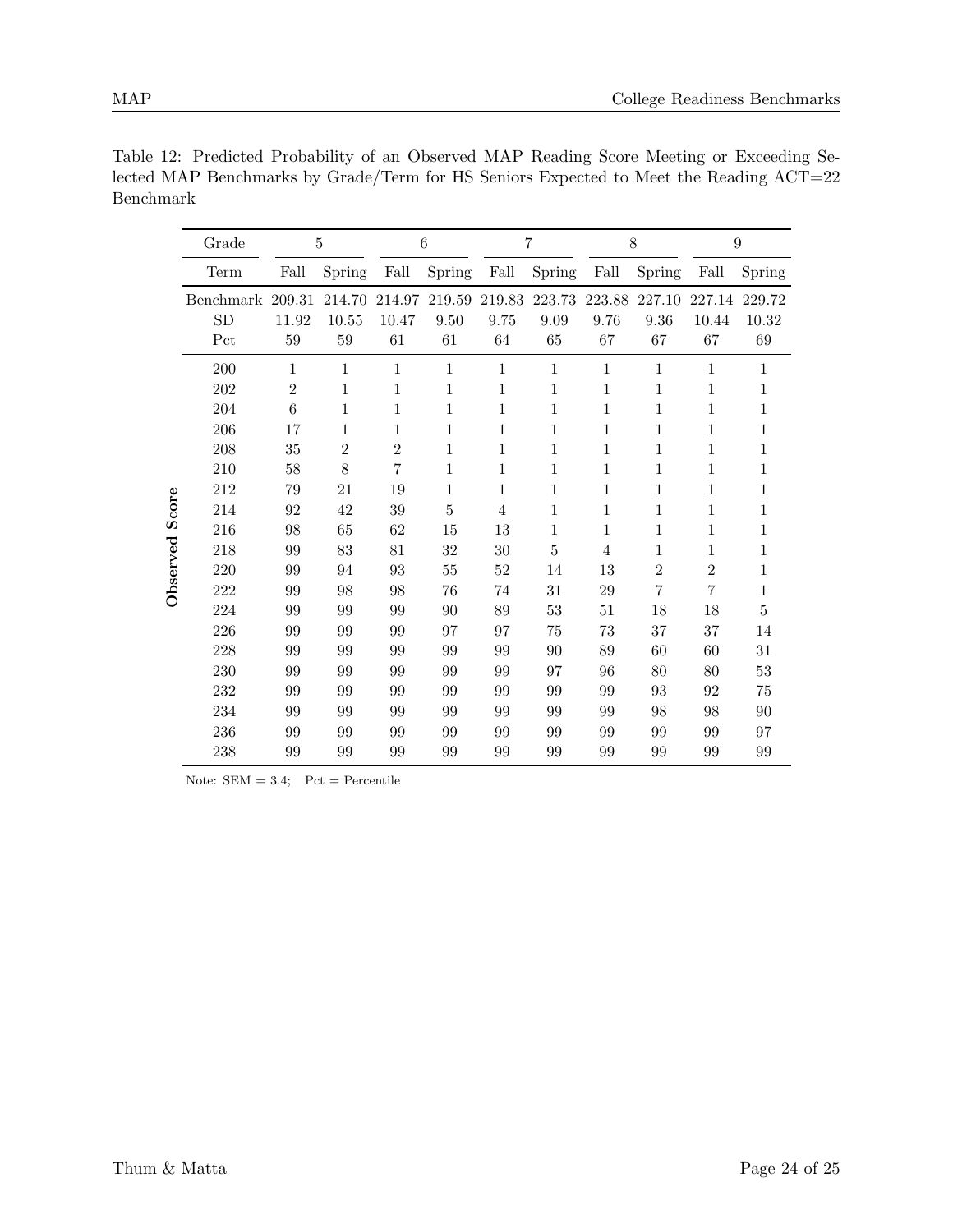Table 12: Predicted Probability of an Observed MAP Reading Score Meeting or Exceeding Selected MAP Benchmarks by Grade/Term for HS Seniors Expected to Meet the Reading ACT=22 Benchmark

| | Grade | 5 | | 6 | | 7 | | 8 | | 9 | |
|---|---|---|---|---|---|---|---|---|---|---|---|
| | Term | Fall | Spring | Fall | Spring | Fall | Spring | Fall | Spring | Fall | Spring |
| | Benchmark | 209.31 | 214.70 | 214.97 | 219.59 | 219.83 | 223.73 | 223.88 | 227.10 | 227.14 | 229.72 |
| | SD | 11.92 | 10.55 | 10.47 | 9.50 | 9.75 | 9.09 | 9.76 | 9.36 | 10.44 | 10.32 |
| | Pct | 59 | 59 | 61 | 61 | 64 | 65 | 67 | 67 | 67 | 69 |
| **Observed Score** | 200 | 1 | 1 | 1 | 1 | 1 | 1 | 1 | 1 | 1 | 1 |
| | 202 | 2 | 1 | 1 | 1 | 1 | 1 | 1 | 1 | 1 | 1 |
| | 204 | 6 | 1 | 1 | 1 | 1 | 1 | 1 | 1 | 1 | 1 |
| | 206 | 17 | 1 | 1 | 1 | 1 | 1 | 1 | 1 | 1 | 1 |
| | 208 | 35 | 2 | 2 | 1 | 1 | 1 | 1 | 1 | 1 | 1 |
| | 210 | 58 | 8 | 7 | 1 | 1 | 1 | 1 | 1 | 1 | 1 |
| | 212 | 79 | 21 | 19 | 1 | 1 | 1 | 1 | 1 | 1 | 1 |
| | 214 | 92 | 42 | 39 | 5 | 4 | 1 | 1 | 1 | 1 | 1 |
| | 216 | 98 | 65 | 62 | 15 | 13 | 1 | 1 | 1 | 1 | 1 |
| | 218 | 99 | 83 | 81 | 32 | 30 | 5 | 4 | 1 | 1 | 1 |
| | 220 | 99 | 94 | 93 | 55 | 52 | 14 | 13 | 2 | 2 | 1 |
| | 222 | 99 | 98 | 98 | 76 | 74 | 31 | 29 | 7 | 7 | 1 |
| | 224 | 99 | 99 | 99 | 90 | 89 | 53 | 51 | 18 | 18 | 5 |
| | 226 | 99 | 99 | 99 | 97 | 97 | 75 | 73 | 37 | 37 | 14 |
| | 228 | 99 | 99 | 99 | 99 | 99 | 90 | 89 | 60 | 60 | 31 |
| | 230 | 99 | 99 | 99 | 99 | 99 | 97 | 96 | 80 | 80 | 53 |
| | 232 | 99 | 99 | 99 | 99 | 99 | 99 | 99 | 93 | 92 | 75 |
| | 234 | 99 | 99 | 99 | 99 | 99 | 99 | 99 | 98 | 98 | 90 |
| | 236 | 99 | 99 | 99 | 99 | 99 | 99 | 99 | 99 | 99 | 97 |
| | 238 | 99 | 99 | 99 | 99 | 99 | 99 | 99 | 99 | 99 | 99 |

Note: SEM = 3.4; Pct = Percentile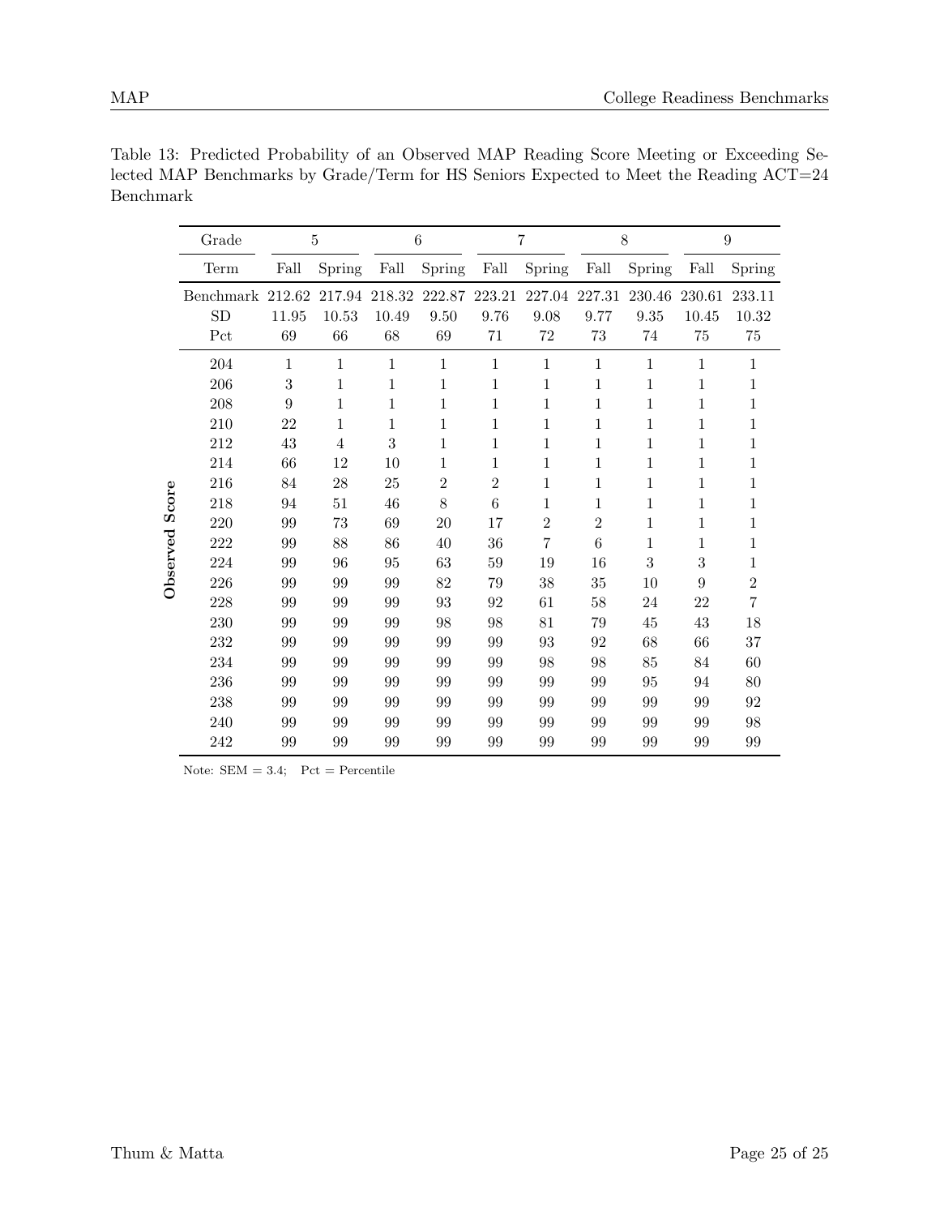Table 13: Predicted Probability of an Observed MAP Reading Score Meeting or Exceeding Selected MAP Benchmarks by Grade/Term for HS Seniors Expected to Meet the Reading ACT=24 Benchmark

| | Grade | 5 | | 6 | | 7 | | 8 | | 9 | |
|---|---|---|---|---|---|---|---|---|---|---|---|
| | Term | Fall | Spring | Fall | Spring | Fall | Spring | Fall | Spring | Fall | Spring |
| | Benchmark | 212.62 | 217.94 | 218.32 | 222.87 | 223.21 | 227.04 | 227.31 | 230.46 | 230.61 | 233.11 |
| | SD | 11.95 | 10.53 | 10.49 | 9.50 | 9.76 | 9.08 | 9.77 | 9.35 | 10.45 | 10.32 |
| | Pct | 69 | 66 | 68 | 69 | 71 | 72 | 73 | 74 | 75 | 75 |
| **Observed Score** | 204 | 1 | 1 | 1 | 1 | 1 | 1 | 1 | 1 | 1 | 1 |
| | 206 | 3 | 1 | 1 | 1 | 1 | 1 | 1 | 1 | 1 | 1 |
| | 208 | 9 | 1 | 1 | 1 | 1 | 1 | 1 | 1 | 1 | 1 |
| | 210 | 22 | 1 | 1 | 1 | 1 | 1 | 1 | 1 | 1 | 1 |
| | 212 | 43 | 4 | 3 | 1 | 1 | 1 | 1 | 1 | 1 | 1 |
| | 214 | 66 | 12 | 10 | 1 | 1 | 1 | 1 | 1 | 1 | 1 |
| | 216 | 84 | 28 | 25 | 2 | 2 | 1 | 1 | 1 | 1 | 1 |
| | 218 | 94 | 51 | 46 | 8 | 6 | 1 | 1 | 1 | 1 | 1 |
| | 220 | 99 | 73 | 69 | 20 | 17 | 2 | 2 | 1 | 1 | 1 |
| | 222 | 99 | 88 | 86 | 40 | 36 | 7 | 6 | 1 | 1 | 1 |
| | 224 | 99 | 96 | 95 | 63 | 59 | 19 | 16 | 3 | 3 | 1 |
| | 226 | 99 | 99 | 99 | 82 | 79 | 38 | 35 | 10 | 9 | 2 |
| | 228 | 99 | 99 | 99 | 93 | 92 | 61 | 58 | 24 | 22 | 7 |
| | 230 | 99 | 99 | 99 | 98 | 98 | 81 | 79 | 45 | 43 | 18 |
| | 232 | 99 | 99 | 99 | 99 | 99 | 93 | 92 | 68 | 66 | 37 |
| | 234 | 99 | 99 | 99 | 99 | 99 | 98 | 98 | 85 | 84 | 60 |
| | 236 | 99 | 99 | 99 | 99 | 99 | 99 | 99 | 95 | 94 | 80 |
| | 238 | 99 | 99 | 99 | 99 | 99 | 99 | 99 | 99 | 99 | 92 |
| | 240 | 99 | 99 | 99 | 99 | 99 | 99 | 99 | 99 | 99 | 98 |
| | 242 | 99 | 99 | 99 | 99 | 99 | 99 | 99 | 99 | 99 | 99 |

Note: SEM = 3.4; Pct = Percentile